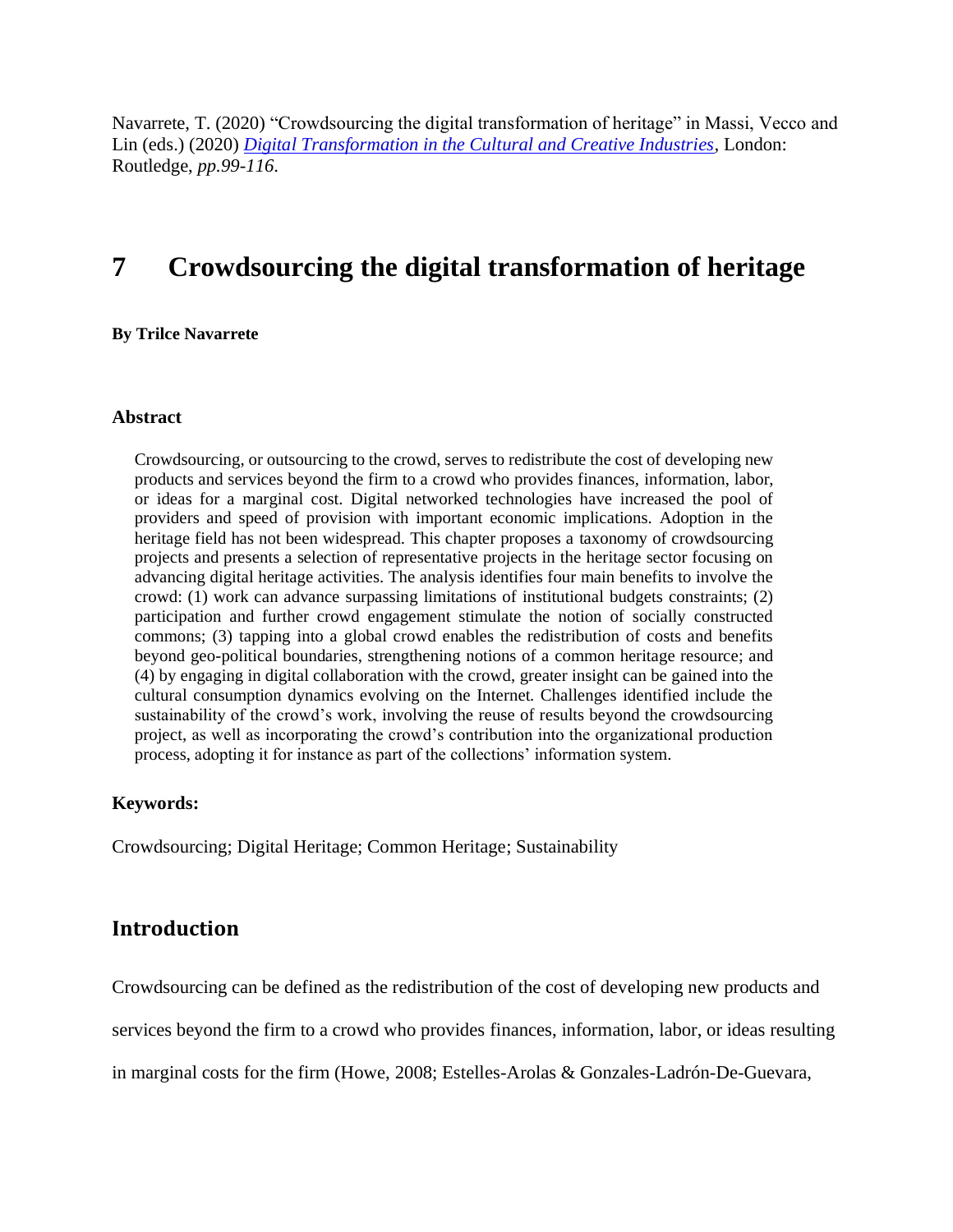Navarrete, T. (2020) "Crowdsourcing the digital transformation of heritage" in Massi, Vecco and Lin (eds.) (2020) *[Digital Transformation in the Cultural and Creative Industries](#)*, London: Routledge, *pp.99-116*.

# 7 Crowdsourcing the digital transformation of heritage

**By Trilce Navarrete**

### Abstract

Crowdsourcing, or outsourcing to the crowd, serves to redistribute the cost of developing new products and services beyond the firm to a crowd who provides finances, information, labor, or ideas for a marginal cost. Digital networked technologies have increased the pool of providers and speed of provision with important economic implications. Adoption in the heritage field has not been widespread. This chapter proposes a taxonomy of crowdsourcing projects and presents a selection of representative projects in the heritage sector focusing on advancing digital heritage activities. The analysis identifies four main benefits to involve the crowd: (1) work can advance surpassing limitations of institutional budgets constraints; (2) participation and further crowd engagement stimulate the notion of socially constructed commons; (3) tapping into a global crowd enables the redistribution of costs and benefits beyond geo-political boundaries, strengthening notions of a common heritage resource; and (4) by engaging in digital collaboration with the crowd, greater insight can be gained into the cultural consumption dynamics evolving on the Internet. Challenges identified include the sustainability of the crowd's work, involving the reuse of results beyond the crowdsourcing project, as well as incorporating the crowd's contribution into the organizational production process, adopting it for instance as part of the collections' information system.

**Keywords:**

Crowdsourcing; Digital Heritage; Common Heritage; Sustainability

## Introduction

Crowdsourcing can be defined as the redistribution of the cost of developing new products and services beyond the firm to a crowd who provides finances, information, labor, or ideas resulting in marginal costs for the firm (Howe, 2008; Estelles-Arolas & Gonzales-Ladrón-De-Guevara,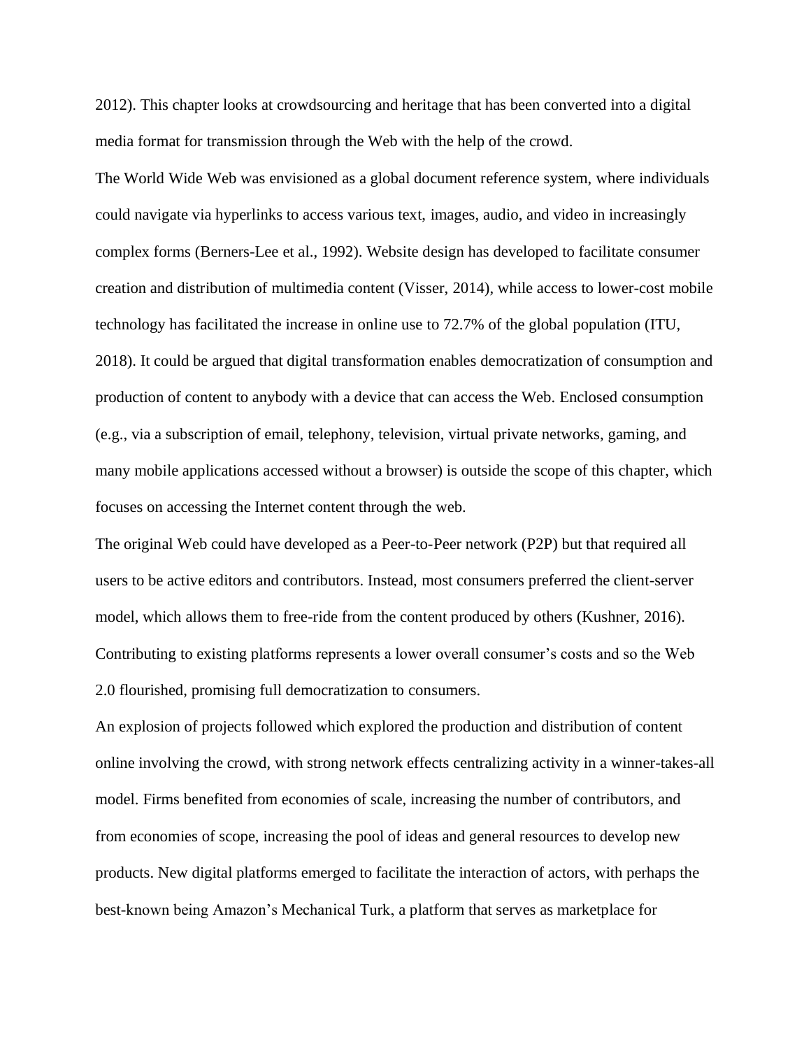2012). This chapter looks at crowdsourcing and heritage that has been converted into a digital media format for transmission through the Web with the help of the crowd.

The World Wide Web was envisioned as a global document reference system, where individuals could navigate via hyperlinks to access various text, images, audio, and video in increasingly complex forms (Berners-Lee et al., 1992). Website design has developed to facilitate consumer creation and distribution of multimedia content (Visser, 2014), while access to lower-cost mobile technology has facilitated the increase in online use to 72.7% of the global population (ITU, 2018). It could be argued that digital transformation enables democratization of consumption and production of content to anybody with a device that can access the Web. Enclosed consumption (e.g., via a subscription of email, telephony, television, virtual private networks, gaming, and many mobile applications accessed without a browser) is outside the scope of this chapter, which focuses on accessing the Internet content through the web.

The original Web could have developed as a Peer-to-Peer network (P2P) but that required all users to be active editors and contributors. Instead, most consumers preferred the client-server model, which allows them to free-ride from the content produced by others (Kushner, 2016). Contributing to existing platforms represents a lower overall consumer's costs and so the Web 2.0 flourished, promising full democratization to consumers.

An explosion of projects followed which explored the production and distribution of content online involving the crowd, with strong network effects centralizing activity in a winner-takes-all model. Firms benefited from economies of scale, increasing the number of contributors, and from economies of scope, increasing the pool of ideas and general resources to develop new products. New digital platforms emerged to facilitate the interaction of actors, with perhaps the best-known being Amazon's Mechanical Turk, a platform that serves as marketplace for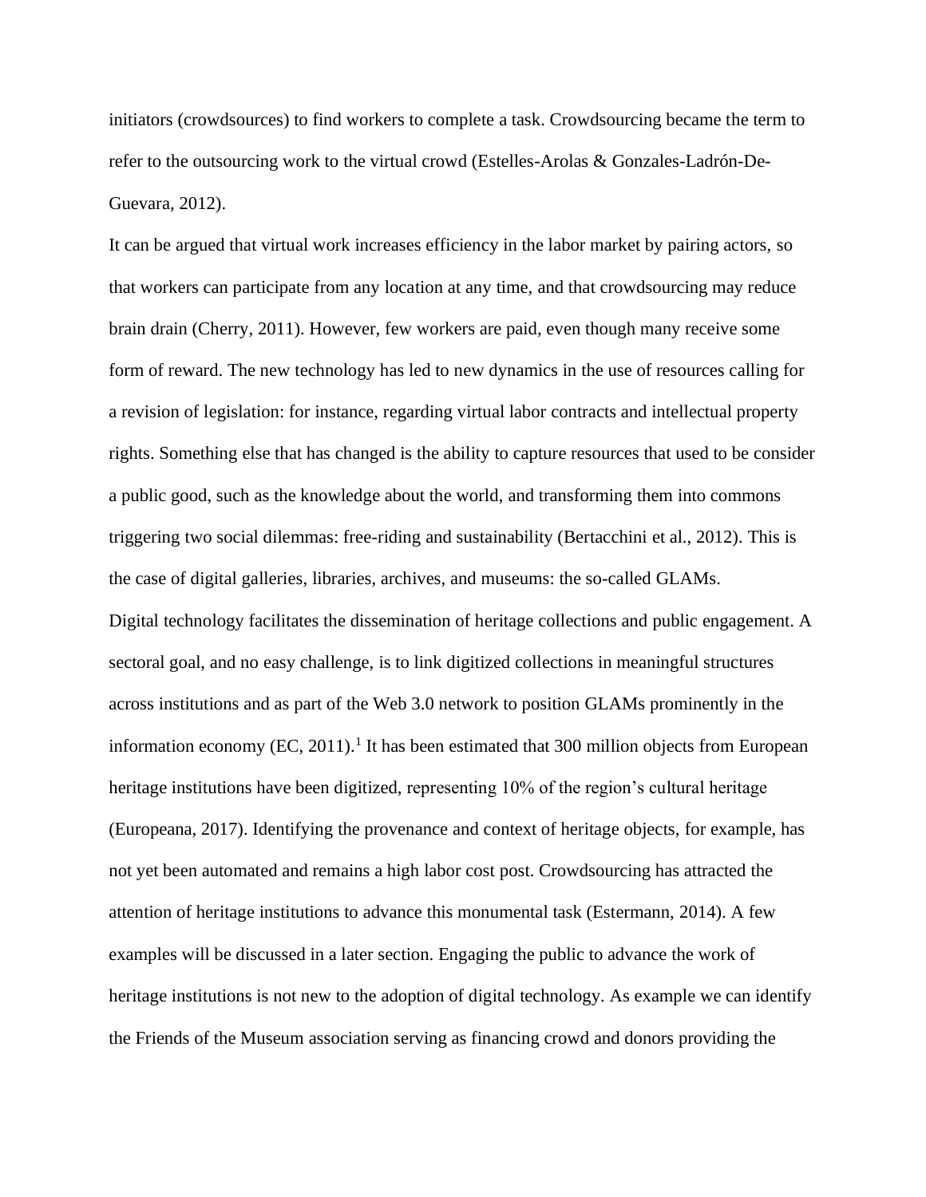initiators (crowdsources) to find workers to complete a task. Crowdsourcing became the term to refer to the outsourcing work to the virtual crowd (Estelles-Arolas & Gonzales-Ladrón-De-Guevara, 2012).

It can be argued that virtual work increases efficiency in the labor market by pairing actors, so that workers can participate from any location at any time, and that crowdsourcing may reduce brain drain (Cherry, 2011). However, few workers are paid, even though many receive some form of reward. The new technology has led to new dynamics in the use of resources calling for a revision of legislation: for instance, regarding virtual labor contracts and intellectual property rights. Something else that has changed is the ability to capture resources that used to be consider a public good, such as the knowledge about the world, and transforming them into commons triggering two social dilemmas: free-riding and sustainability (Bertacchini et al., 2012). This is the case of digital galleries, libraries, archives, and museums: the so-called GLAMs.

Digital technology facilitates the dissemination of heritage collections and public engagement. A sectoral goal, and no easy challenge, is to link digitized collections in meaningful structures across institutions and as part of the Web 3.0 network to position GLAMs prominently in the information economy (EC, 2011).[1] It has been estimated that 300 million objects from European heritage institutions have been digitized, representing 10% of the region's cultural heritage (Europeana, 2017). Identifying the provenance and context of heritage objects, for example, has not yet been automated and remains a high labor cost post. Crowdsourcing has attracted the attention of heritage institutions to advance this monumental task (Estermann, 2014). A few examples will be discussed in a later section. Engaging the public to advance the work of heritage institutions is not new to the adoption of digital technology. As example we can identify the Friends of the Museum association serving as financing crowd and donors providing the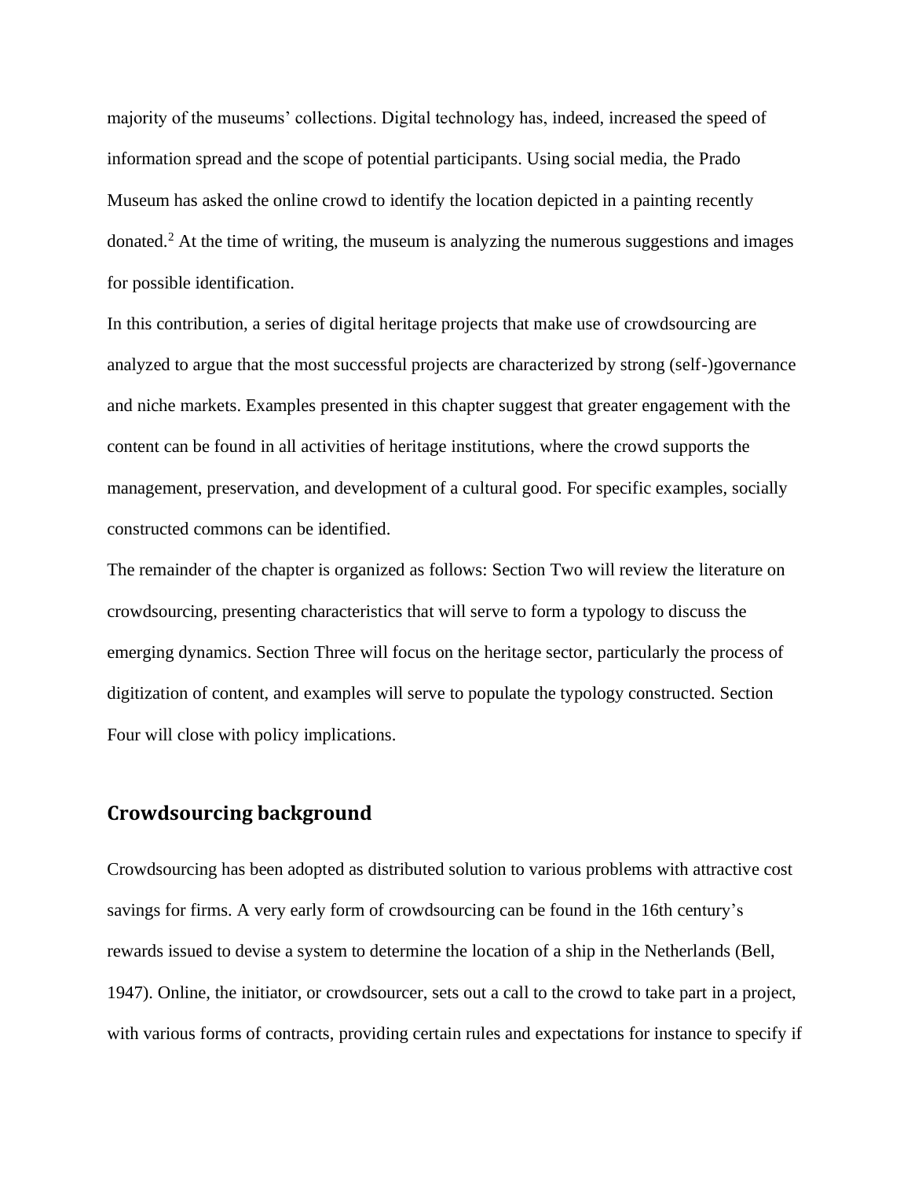majority of the museums' collections. Digital technology has, indeed, increased the speed of information spread and the scope of potential participants. Using social media, the Prado Museum has asked the online crowd to identify the location depicted in a painting recently donated.[2] At the time of writing, the museum is analyzing the numerous suggestions and images for possible identification.

In this contribution, a series of digital heritage projects that make use of crowdsourcing are analyzed to argue that the most successful projects are characterized by strong (self-)governance and niche markets. Examples presented in this chapter suggest that greater engagement with the content can be found in all activities of heritage institutions, where the crowd supports the management, preservation, and development of a cultural good. For specific examples, socially constructed commons can be identified.

The remainder of the chapter is organized as follows: Section Two will review the literature on crowdsourcing, presenting characteristics that will serve to form a typology to discuss the emerging dynamics. Section Three will focus on the heritage sector, particularly the process of digitization of content, and examples will serve to populate the typology constructed. Section Four will close with policy implications.

## Crowdsourcing background

Crowdsourcing has been adopted as distributed solution to various problems with attractive cost savings for firms. A very early form of crowdsourcing can be found in the 16th century's rewards issued to devise a system to determine the location of a ship in the Netherlands (Bell, 1947). Online, the initiator, or crowdsourcer, sets out a call to the crowd to take part in a project, with various forms of contracts, providing certain rules and expectations for instance to specify if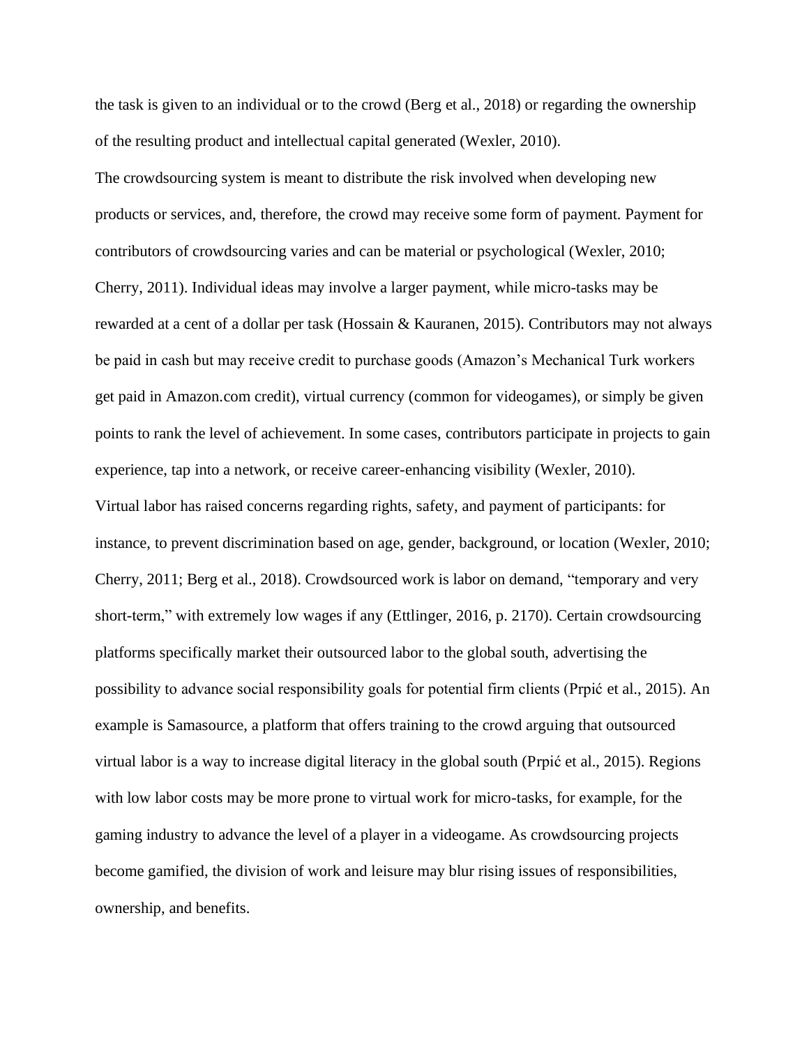the task is given to an individual or to the crowd (Berg et al., 2018) or regarding the ownership of the resulting product and intellectual capital generated (Wexler, 2010).

The crowdsourcing system is meant to distribute the risk involved when developing new products or services, and, therefore, the crowd may receive some form of payment. Payment for contributors of crowdsourcing varies and can be material or psychological (Wexler, 2010; Cherry, 2011). Individual ideas may involve a larger payment, while micro-tasks may be rewarded at a cent of a dollar per task (Hossain & Kauranen, 2015). Contributors may not always be paid in cash but may receive credit to purchase goods (Amazon's Mechanical Turk workers get paid in Amazon.com credit), virtual currency (common for videogames), or simply be given points to rank the level of achievement. In some cases, contributors participate in projects to gain experience, tap into a network, or receive career-enhancing visibility (Wexler, 2010).

Virtual labor has raised concerns regarding rights, safety, and payment of participants: for instance, to prevent discrimination based on age, gender, background, or location (Wexler, 2010; Cherry, 2011; Berg et al., 2018). Crowdsourced work is labor on demand, "temporary and very short-term," with extremely low wages if any (Ettlinger, 2016, p. 2170). Certain crowdsourcing platforms specifically market their outsourced labor to the global south, advertising the possibility to advance social responsibility goals for potential firm clients (Prpić et al., 2015). An example is Samasource, a platform that offers training to the crowd arguing that outsourced virtual labor is a way to increase digital literacy in the global south (Prpić et al., 2015). Regions with low labor costs may be more prone to virtual work for micro-tasks, for example, for the gaming industry to advance the level of a player in a videogame. As crowdsourcing projects become gamified, the division of work and leisure may blur rising issues of responsibilities, ownership, and benefits.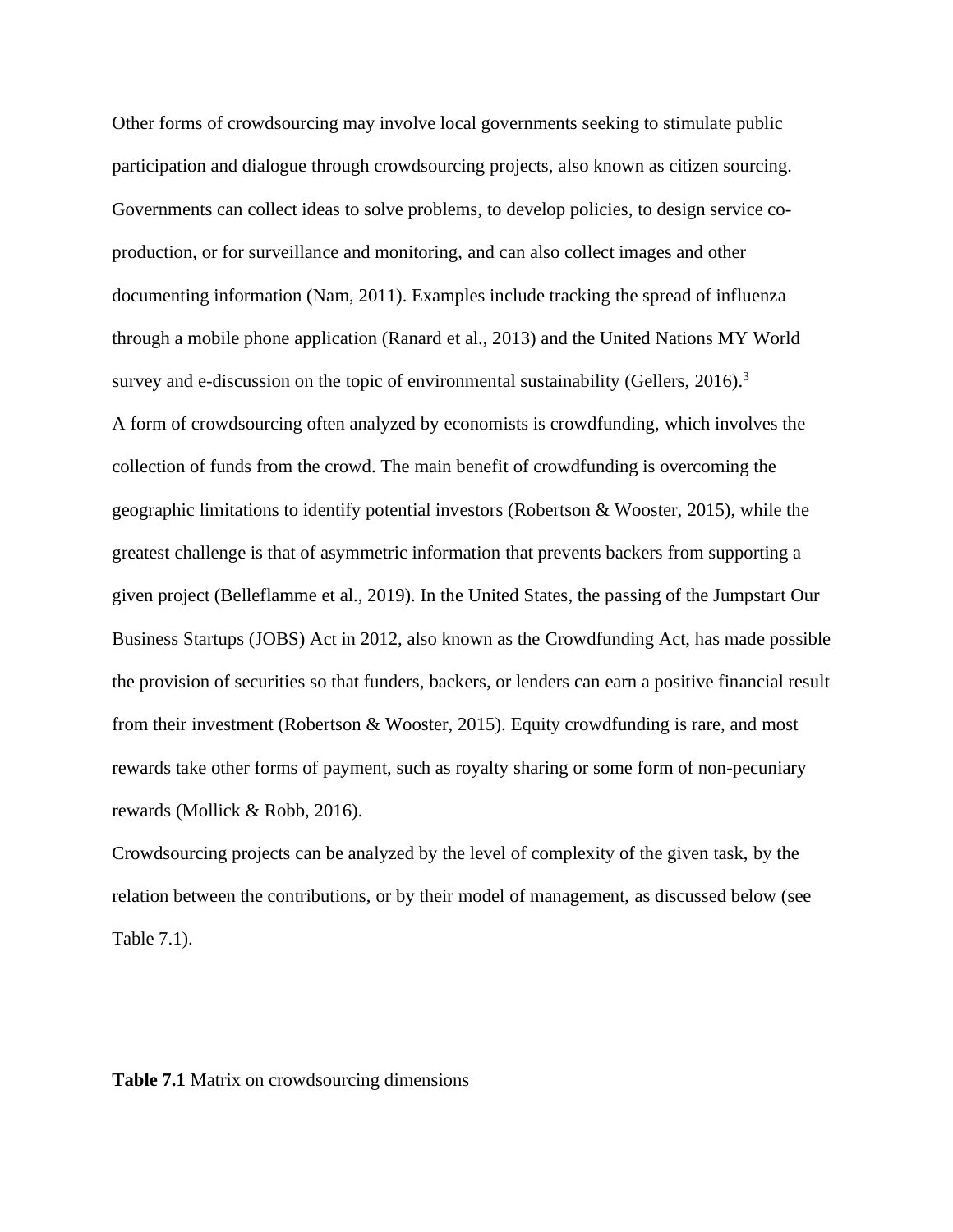Other forms of crowdsourcing may involve local governments seeking to stimulate public participation and dialogue through crowdsourcing projects, also known as citizen sourcing. Governments can collect ideas to solve problems, to develop policies, to design service co-production, or for surveillance and monitoring, and can also collect images and other documenting information (Nam, 2011). Examples include tracking the spread of influenza through a mobile phone application (Ranard et al., 2013) and the United Nations MY World survey and e-discussion on the topic of environmental sustainability (Gellers, 2016).[3]

A form of crowdsourcing often analyzed by economists is crowdfunding, which involves the collection of funds from the crowd. The main benefit of crowdfunding is overcoming the geographic limitations to identify potential investors (Robertson & Wooster, 2015), while the greatest challenge is that of asymmetric information that prevents backers from supporting a given project (Belleflamme et al., 2019). In the United States, the passing of the Jumpstart Our Business Startups (JOBS) Act in 2012, also known as the Crowdfunding Act, has made possible the provision of securities so that funders, backers, or lenders can earn a positive financial result from their investment (Robertson & Wooster, 2015). Equity crowdfunding is rare, and most rewards take other forms of payment, such as royalty sharing or some form of non-pecuniary rewards (Mollick & Robb, 2016).

Crowdsourcing projects can be analyzed by the level of complexity of the given task, by the relation between the contributions, or by their model of management, as discussed below (see Table 7.1).

**Table 7.1** Matrix on crowdsourcing dimensions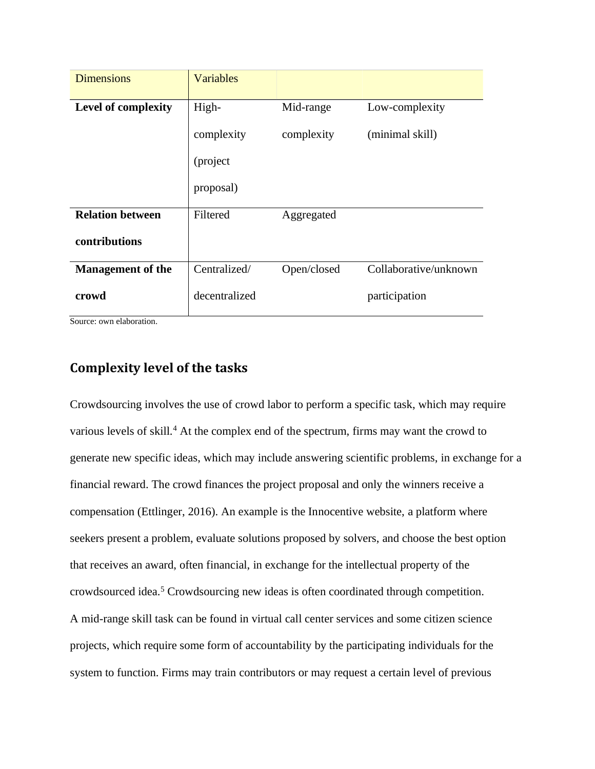| Dimensions | Variables | | |
|---|---|---|---|
| **Level of complexity** | High-complexity (project proposal) | Mid-range complexity | Low-complexity (minimal skill) |
| **Relation between contributions** | Filtered | Aggregated | |
| **Management of the crowd** | Centralized/ decentralized | Open/closed | Collaborative/unknown participation |

Source: own elaboration.

## Complexity level of the tasks

Crowdsourcing involves the use of crowd labor to perform a specific task, which may require various levels of skill.[4] At the complex end of the spectrum, firms may want the crowd to generate new specific ideas, which may include answering scientific problems, in exchange for a financial reward. The crowd finances the project proposal and only the winners receive a compensation (Ettlinger, 2016). An example is the Innocentive website, a platform where seekers present a problem, evaluate solutions proposed by solvers, and choose the best option that receives an award, often financial, in exchange for the intellectual property of the crowdsourced idea.[5] Crowdsourcing new ideas is often coordinated through competition.

A mid-range skill task can be found in virtual call center services and some citizen science projects, which require some form of accountability by the participating individuals for the system to function. Firms may train contributors or may request a certain level of previous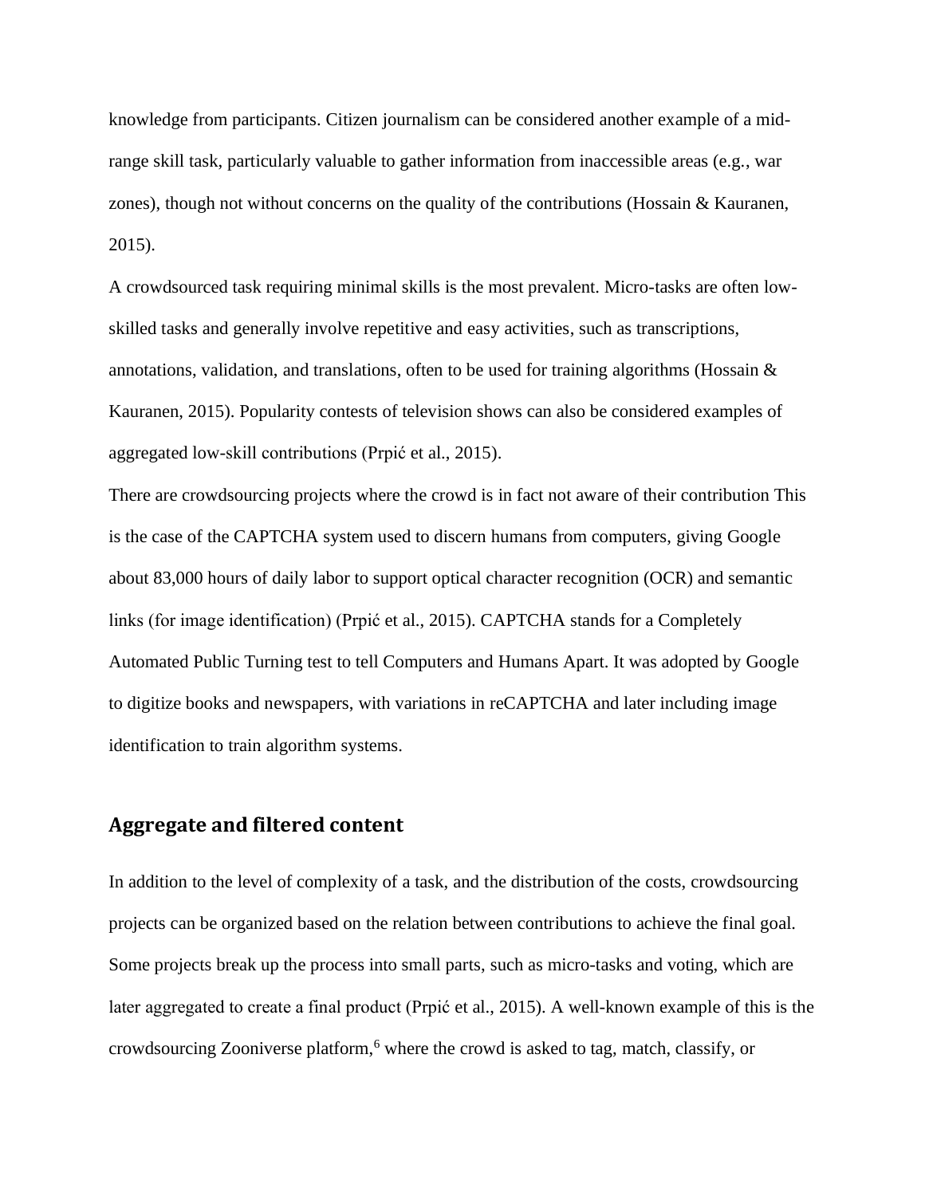knowledge from participants. Citizen journalism can be considered another example of a mid-range skill task, particularly valuable to gather information from inaccessible areas (e.g., war zones), though not without concerns on the quality of the contributions (Hossain & Kauranen, 2015).

A crowdsourced task requiring minimal skills is the most prevalent. Micro-tasks are often low-skilled tasks and generally involve repetitive and easy activities, such as transcriptions, annotations, validation, and translations, often to be used for training algorithms (Hossain & Kauranen, 2015). Popularity contests of television shows can also be considered examples of aggregated low-skill contributions (Prpić et al., 2015).

There are crowdsourcing projects where the crowd is in fact not aware of their contribution This is the case of the CAPTCHA system used to discern humans from computers, giving Google about 83,000 hours of daily labor to support optical character recognition (OCR) and semantic links (for image identification) (Prpić et al., 2015). CAPTCHA stands for a Completely Automated Public Turning test to tell Computers and Humans Apart. It was adopted by Google to digitize books and newspapers, with variations in reCAPTCHA and later including image identification to train algorithm systems.

## Aggregate and filtered content

In addition to the level of complexity of a task, and the distribution of the costs, crowdsourcing projects can be organized based on the relation between contributions to achieve the final goal. Some projects break up the process into small parts, such as micro-tasks and voting, which are later aggregated to create a final product (Prpić et al., 2015). A well-known example of this is the crowdsourcing Zooniverse platform,[6] where the crowd is asked to tag, match, classify, or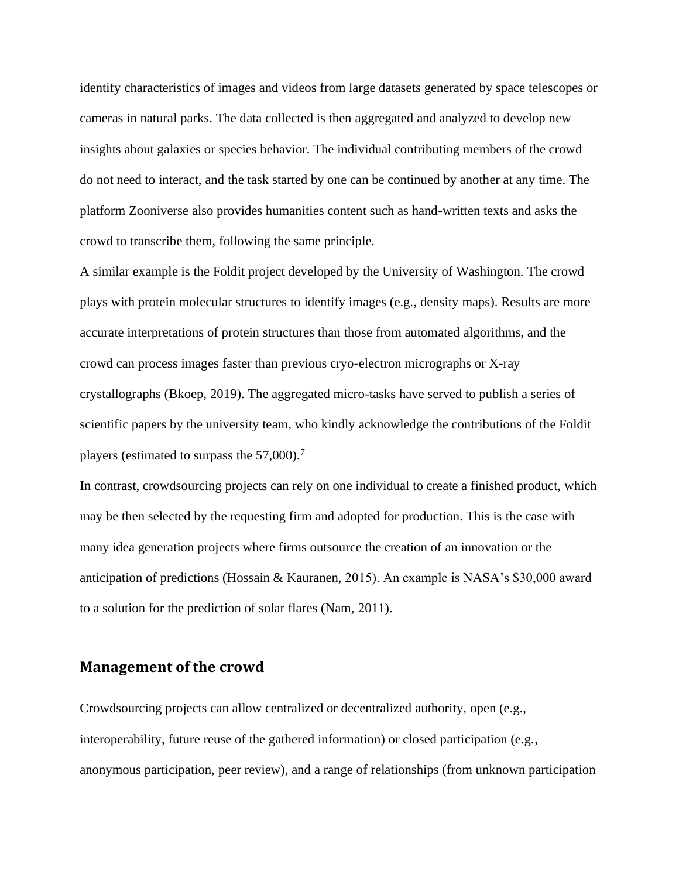identify characteristics of images and videos from large datasets generated by space telescopes or cameras in natural parks. The data collected is then aggregated and analyzed to develop new insights about galaxies or species behavior. The individual contributing members of the crowd do not need to interact, and the task started by one can be continued by another at any time. The platform Zooniverse also provides humanities content such as hand-written texts and asks the crowd to transcribe them, following the same principle.

A similar example is the Foldit project developed by the University of Washington. The crowd plays with protein molecular structures to identify images (e.g., density maps). Results are more accurate interpretations of protein structures than those from automated algorithms, and the crowd can process images faster than previous cryo-electron micrographs or X-ray crystallographs (Bkoep, 2019). The aggregated micro-tasks have served to publish a series of scientific papers by the university team, who kindly acknowledge the contributions of the Foldit players (estimated to surpass the 57,000).[7]

In contrast, crowdsourcing projects can rely on one individual to create a finished product, which may be then selected by the requesting firm and adopted for production. This is the case with many idea generation projects where firms outsource the creation of an innovation or the anticipation of predictions (Hossain & Kauranen, 2015). An example is NASA's $30,000 award to a solution for the prediction of solar flares (Nam, 2011).

## Management of the crowd

Crowdsourcing projects can allow centralized or decentralized authority, open (e.g., interoperability, future reuse of the gathered information) or closed participation (e.g., anonymous participation, peer review), and a range of relationships (from unknown participation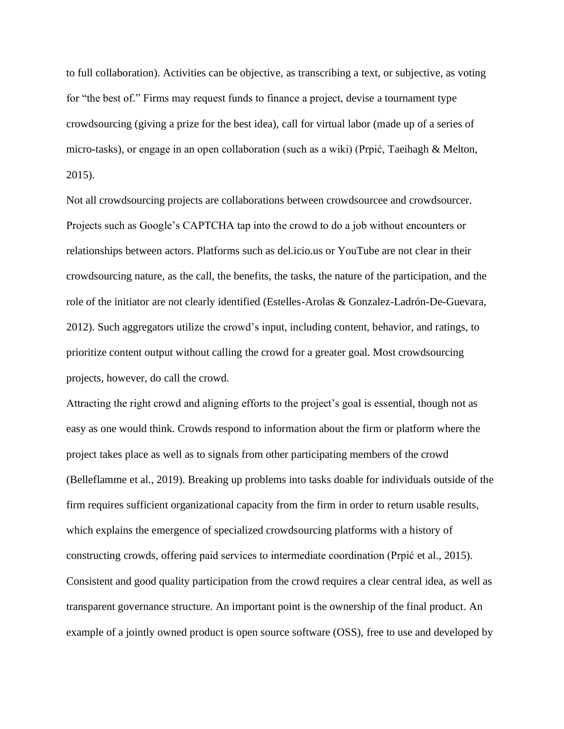to full collaboration). Activities can be objective, as transcribing a text, or subjective, as voting for "the best of." Firms may request funds to finance a project, devise a tournament type crowdsourcing (giving a prize for the best idea), call for virtual labor (made up of a series of micro-tasks), or engage in an open collaboration (such as a wiki) (Prpić, Taeihagh & Melton, 2015).

Not all crowdsourcing projects are collaborations between crowdsourcee and crowdsourcer. Projects such as Google's CAPTCHA tap into the crowd to do a job without encounters or relationships between actors. Platforms such as del.icio.us or YouTube are not clear in their crowdsourcing nature, as the call, the benefits, the tasks, the nature of the participation, and the role of the initiator are not clearly identified (Estelles-Arolas & Gonzalez-Ladrón-De-Guevara, 2012). Such aggregators utilize the crowd's input, including content, behavior, and ratings, to prioritize content output without calling the crowd for a greater goal. Most crowdsourcing projects, however, do call the crowd.

Attracting the right crowd and aligning efforts to the project's goal is essential, though not as easy as one would think. Crowds respond to information about the firm or platform where the project takes place as well as to signals from other participating members of the crowd (Belleflamme et al., 2019). Breaking up problems into tasks doable for individuals outside of the firm requires sufficient organizational capacity from the firm in order to return usable results, which explains the emergence of specialized crowdsourcing platforms with a history of constructing crowds, offering paid services to intermediate coordination (Prpić et al., 2015). Consistent and good quality participation from the crowd requires a clear central idea, as well as transparent governance structure. An important point is the ownership of the final product. An example of a jointly owned product is open source software (OSS), free to use and developed by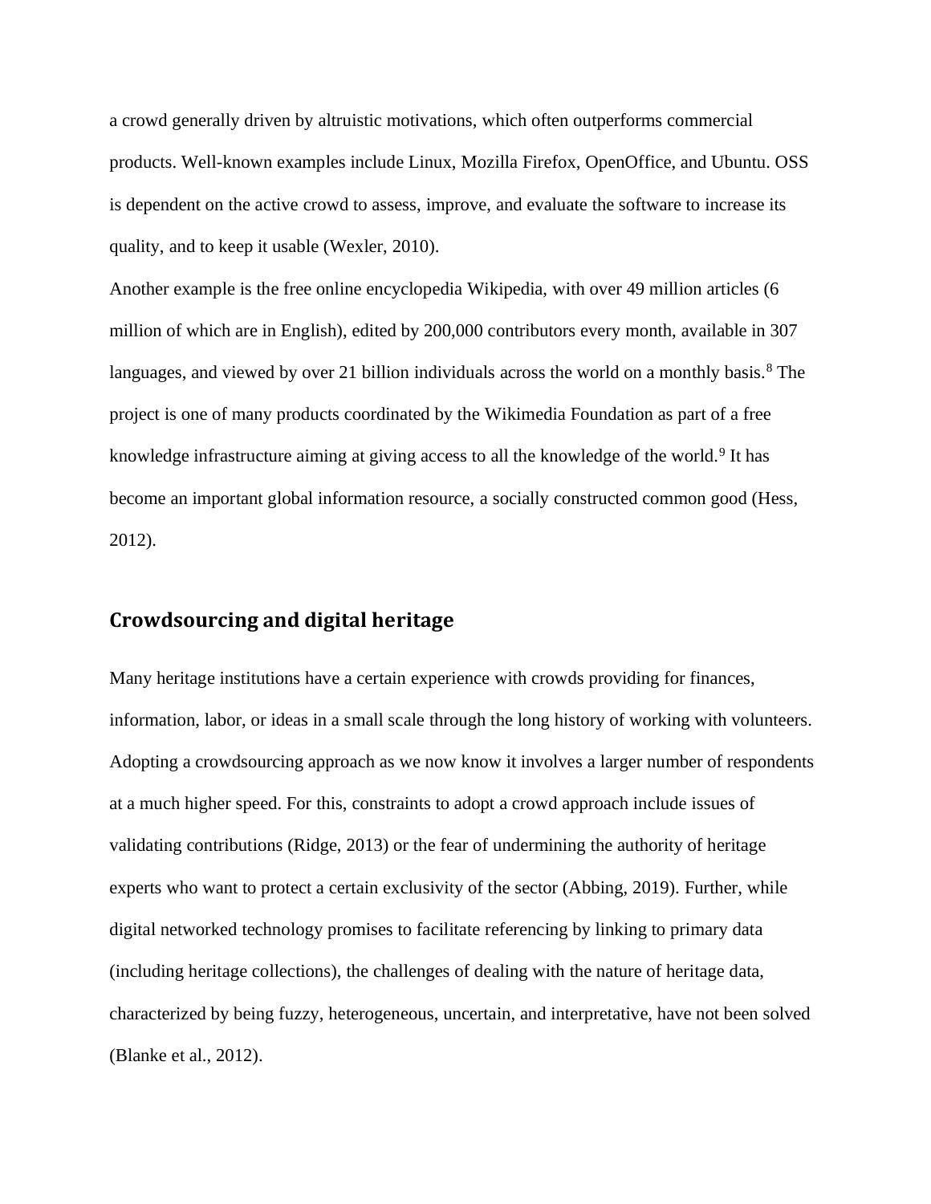a crowd generally driven by altruistic motivations, which often outperforms commercial products. Well-known examples include Linux, Mozilla Firefox, OpenOffice, and Ubuntu. OSS is dependent on the active crowd to assess, improve, and evaluate the software to increase its quality, and to keep it usable (Wexler, 2010).

Another example is the free online encyclopedia Wikipedia, with over 49 million articles (6 million of which are in English), edited by 200,000 contributors every month, available in 307 languages, and viewed by over 21 billion individuals across the world on a monthly basis.[8] The project is one of many products coordinated by the Wikimedia Foundation as part of a free knowledge infrastructure aiming at giving access to all the knowledge of the world.[9] It has become an important global information resource, a socially constructed common good (Hess, 2012).

## Crowdsourcing and digital heritage

Many heritage institutions have a certain experience with crowds providing for finances, information, labor, or ideas in a small scale through the long history of working with volunteers. Adopting a crowdsourcing approach as we now know it involves a larger number of respondents at a much higher speed. For this, constraints to adopt a crowd approach include issues of validating contributions (Ridge, 2013) or the fear of undermining the authority of heritage experts who want to protect a certain exclusivity of the sector (Abbing, 2019). Further, while digital networked technology promises to facilitate referencing by linking to primary data (including heritage collections), the challenges of dealing with the nature of heritage data, characterized by being fuzzy, heterogeneous, uncertain, and interpretative, have not been solved (Blanke et al., 2012).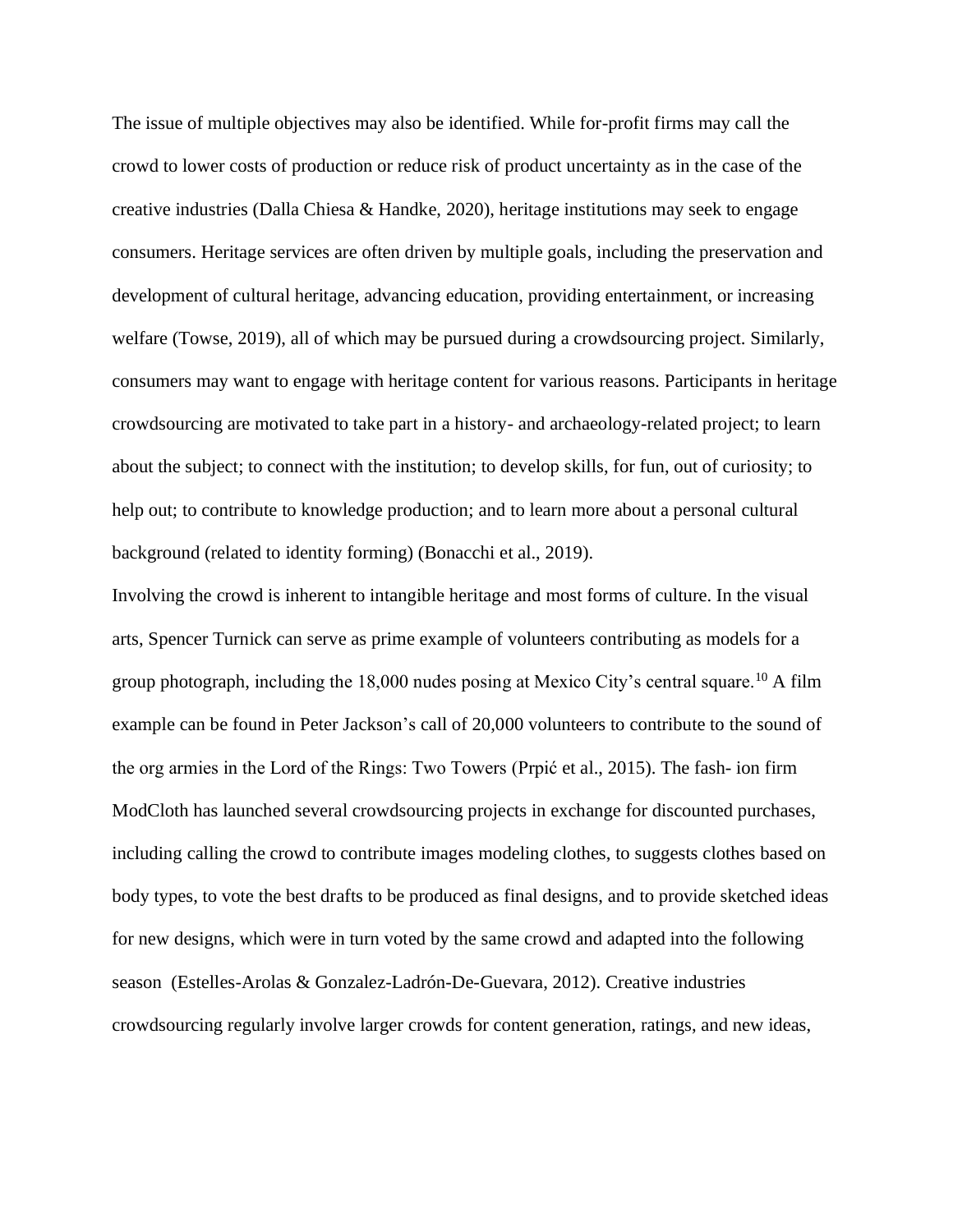The issue of multiple objectives may also be identified. While for-profit firms may call the crowd to lower costs of production or reduce risk of product uncertainty as in the case of the creative industries (Dalla Chiesa & Handke, 2020), heritage institutions may seek to engage consumers. Heritage services are often driven by multiple goals, including the preservation and development of cultural heritage, advancing education, providing entertainment, or increasing welfare (Towse, 2019), all of which may be pursued during a crowdsourcing project. Similarly, consumers may want to engage with heritage content for various reasons. Participants in heritage crowdsourcing are motivated to take part in a history- and archaeology-related project; to learn about the subject; to connect with the institution; to develop skills, for fun, out of curiosity; to help out; to contribute to knowledge production; and to learn more about a personal cultural background (related to identity forming) (Bonacchi et al., 2019).

Involving the crowd is inherent to intangible heritage and most forms of culture. In the visual arts, Spencer Turnick can serve as prime example of volunteers contributing as models for a group photograph, including the 18,000 nudes posing at Mexico City's central square.[10] A film example can be found in Peter Jackson's call of 20,000 volunteers to contribute to the sound of the org armies in the Lord of the Rings: Two Towers (Prpić et al., 2015). The fash- ion firm ModCloth has launched several crowdsourcing projects in exchange for discounted purchases, including calling the crowd to contribute images modeling clothes, to suggests clothes based on body types, to vote the best drafts to be produced as final designs, and to provide sketched ideas for new designs, which were in turn voted by the same crowd and adapted into the following season (Estelles-Arolas & Gonzalez-Ladrón-De-Guevara, 2012). Creative industries crowdsourcing regularly involve larger crowds for content generation, ratings, and new ideas,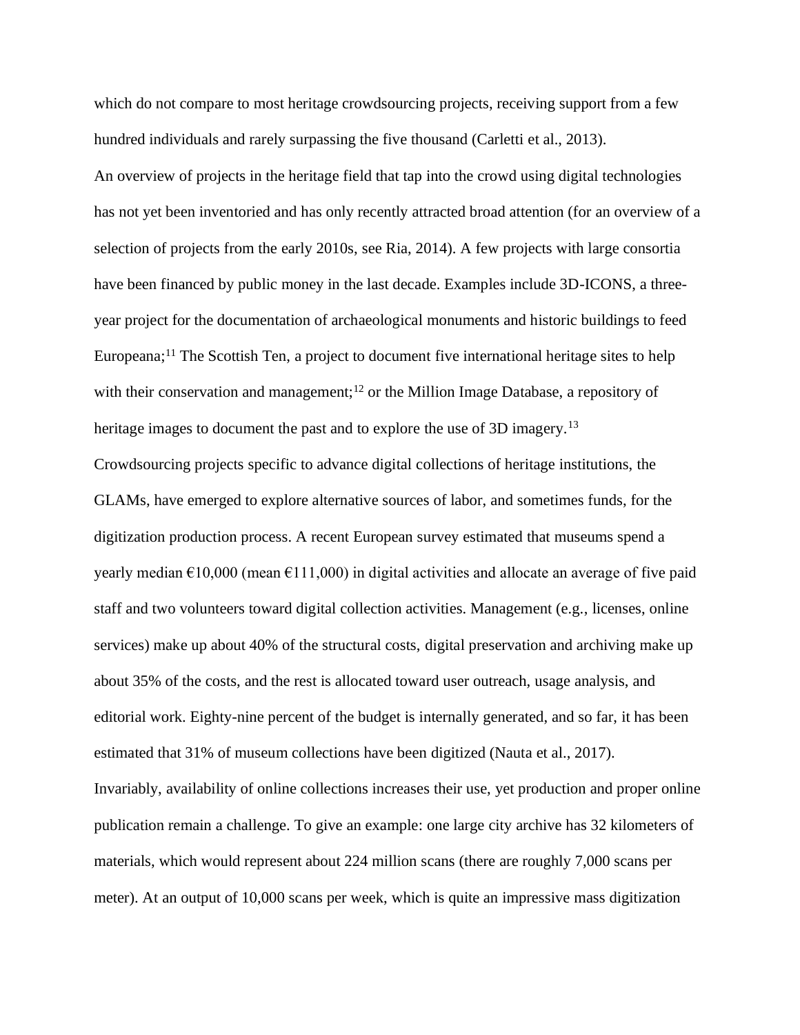which do not compare to most heritage crowdsourcing projects, receiving support from a few hundred individuals and rarely surpassing the five thousand (Carletti et al., 2013).

An overview of projects in the heritage field that tap into the crowd using digital technologies has not yet been inventoried and has only recently attracted broad attention (for an overview of a selection of projects from the early 2010s, see Ria, 2014). A few projects with large consortia have been financed by public money in the last decade. Examples include 3D-ICONS, a three-year project for the documentation of archaeological monuments and historic buildings to feed Europeana;[11] The Scottish Ten, a project to document five international heritage sites to help with their conservation and management;[12] or the Million Image Database, a repository of heritage images to document the past and to explore the use of 3D imagery.[13]

Crowdsourcing projects specific to advance digital collections of heritage institutions, the GLAMs, have emerged to explore alternative sources of labor, and sometimes funds, for the digitization production process. A recent European survey estimated that museums spend a yearly median €10,000 (mean €111,000) in digital activities and allocate an average of five paid staff and two volunteers toward digital collection activities. Management (e.g., licenses, online services) make up about 40% of the structural costs, digital preservation and archiving make up about 35% of the costs, and the rest is allocated toward user outreach, usage analysis, and editorial work. Eighty-nine percent of the budget is internally generated, and so far, it has been estimated that 31% of museum collections have been digitized (Nauta et al., 2017).

Invariably, availability of online collections increases their use, yet production and proper online publication remain a challenge. To give an example: one large city archive has 32 kilometers of materials, which would represent about 224 million scans (there are roughly 7,000 scans per meter). At an output of 10,000 scans per week, which is quite an impressive mass digitization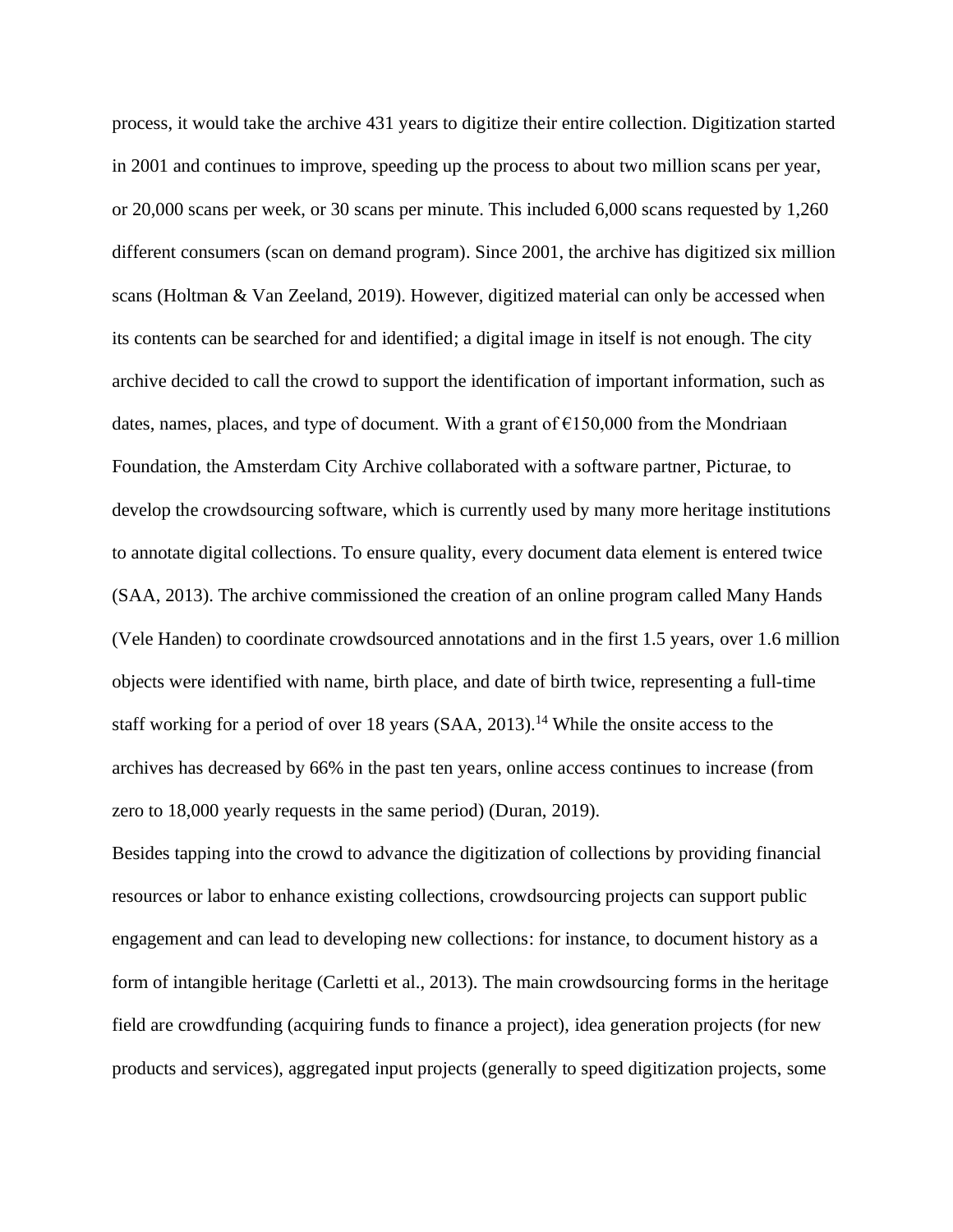process, it would take the archive 431 years to digitize their entire collection. Digitization started in 2001 and continues to improve, speeding up the process to about two million scans per year, or 20,000 scans per week, or 30 scans per minute. This included 6,000 scans requested by 1,260 different consumers (scan on demand program). Since 2001, the archive has digitized six million scans (Holtman & Van Zeeland, 2019). However, digitized material can only be accessed when its contents can be searched for and identified; a digital image in itself is not enough. The city archive decided to call the crowd to support the identification of important information, such as dates, names, places, and type of document. With a grant of €150,000 from the Mondriaan Foundation, the Amsterdam City Archive collaborated with a software partner, Picturae, to develop the crowdsourcing software, which is currently used by many more heritage institutions to annotate digital collections. To ensure quality, every document data element is entered twice (SAA, 2013). The archive commissioned the creation of an online program called Many Hands (Vele Handen) to coordinate crowdsourced annotations and in the first 1.5 years, over 1.6 million objects were identified with name, birth place, and date of birth twice, representing a full-time staff working for a period of over 18 years (SAA, 2013).[14] While the onsite access to the archives has decreased by 66% in the past ten years, online access continues to increase (from zero to 18,000 yearly requests in the same period) (Duran, 2019).

Besides tapping into the crowd to advance the digitization of collections by providing financial resources or labor to enhance existing collections, crowdsourcing projects can support public engagement and can lead to developing new collections: for instance, to document history as a form of intangible heritage (Carletti et al., 2013). The main crowdsourcing forms in the heritage field are crowdfunding (acquiring funds to finance a project), idea generation projects (for new products and services), aggregated input projects (generally to speed digitization projects, some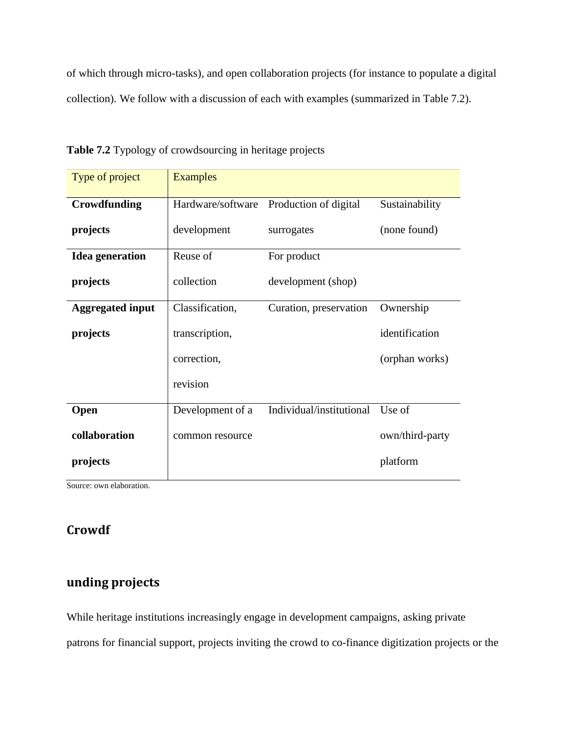of which through micro-tasks), and open collaboration projects (for instance to populate a digital collection). We follow with a discussion of each with examples (summarized in Table 7.2).

**Table 7.2** Typology of crowdsourcing in heritage projects

| Type of project | Examples | | |
| --- | --- | --- | --- |
| **Crowdfunding projects** | Hardware/software development | Production of digital surrogates | Sustainability (none found) |
| **Idea generation projects** | Reuse of collection | For product development (shop) | |
| **Aggregated input projects** | Classification, transcription, correction, revision | Curation, preservation | Ownership identification (orphan works) |
| **Open collaboration projects** | Development of a common resource | Individual/institutional | Use of own/third-party platform |

Source: own elaboration.

## Crowdfunding projects

While heritage institutions increasingly engage in development campaigns, asking private patrons for financial support, projects inviting the crowd to co-finance digitization projects or the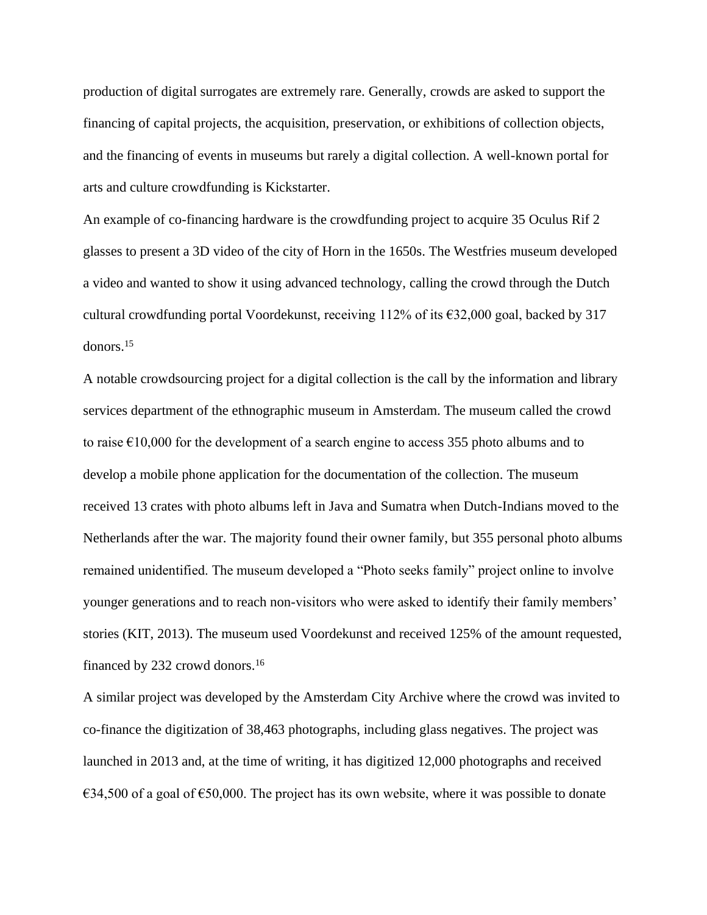production of digital surrogates are extremely rare. Generally, crowds are asked to support the financing of capital projects, the acquisition, preservation, or exhibitions of collection objects, and the financing of events in museums but rarely a digital collection. A well-known portal for arts and culture crowdfunding is Kickstarter.

An example of co-financing hardware is the crowdfunding project to acquire 35 Oculus Rif 2 glasses to present a 3D video of the city of Horn in the 1650s. The Westfries museum developed a video and wanted to show it using advanced technology, calling the crowd through the Dutch cultural crowdfunding portal Voordekunst, receiving 112% of its €32,000 goal, backed by 317 donors.[15]

A notable crowdsourcing project for a digital collection is the call by the information and library services department of the ethnographic museum in Amsterdam. The museum called the crowd to raise €10,000 for the development of a search engine to access 355 photo albums and to develop a mobile phone application for the documentation of the collection. The museum received 13 crates with photo albums left in Java and Sumatra when Dutch-Indians moved to the Netherlands after the war. The majority found their owner family, but 355 personal photo albums remained unidentified. The museum developed a "Photo seeks family" project online to involve younger generations and to reach non-visitors who were asked to identify their family members' stories (KIT, 2013). The museum used Voordekunst and received 125% of the amount requested, financed by 232 crowd donors.[16]

A similar project was developed by the Amsterdam City Archive where the crowd was invited to co-finance the digitization of 38,463 photographs, including glass negatives. The project was launched in 2013 and, at the time of writing, it has digitized 12,000 photographs and received €34,500 of a goal of €50,000. The project has its own website, where it was possible to donate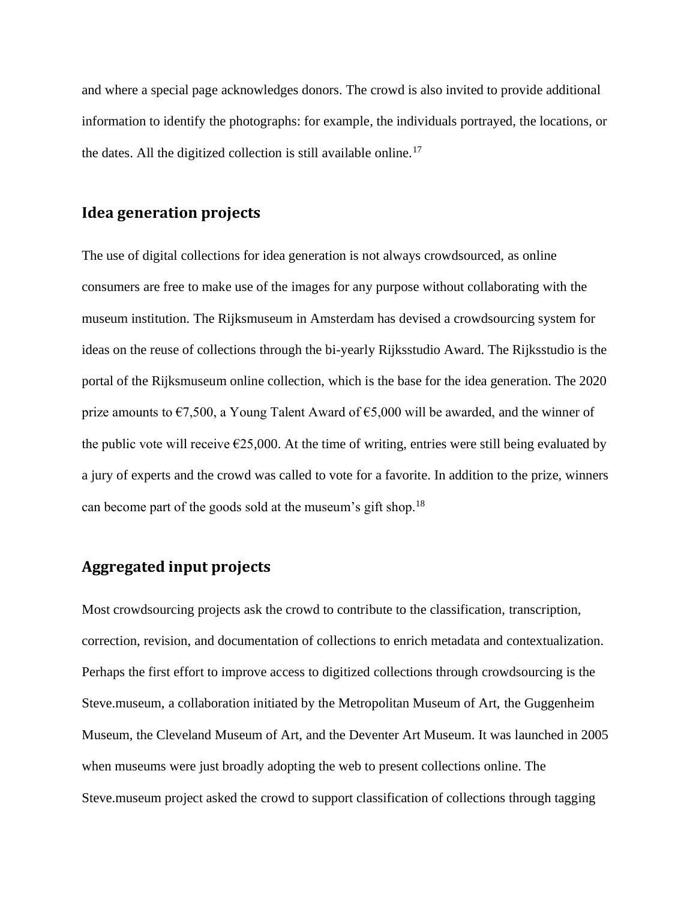and where a special page acknowledges donors. The crowd is also invited to provide additional information to identify the photographs: for example, the individuals portrayed, the locations, or the dates. All the digitized collection is still available online.[17]

## Idea generation projects

The use of digital collections for idea generation is not always crowdsourced, as online consumers are free to make use of the images for any purpose without collaborating with the museum institution. The Rijksmuseum in Amsterdam has devised a crowdsourcing system for ideas on the reuse of collections through the bi-yearly Rijksstudio Award. The Rijksstudio is the portal of the Rijksmuseum online collection, which is the base for the idea generation. The 2020 prize amounts to €7,500, a Young Talent Award of €5,000 will be awarded, and the winner of the public vote will receive €25,000. At the time of writing, entries were still being evaluated by a jury of experts and the crowd was called to vote for a favorite. In addition to the prize, winners can become part of the goods sold at the museum's gift shop.[18]

## Aggregated input projects

Most crowdsourcing projects ask the crowd to contribute to the classification, transcription, correction, revision, and documentation of collections to enrich metadata and contextualization. Perhaps the first effort to improve access to digitized collections through crowdsourcing is the Steve.museum, a collaboration initiated by the Metropolitan Museum of Art, the Guggenheim Museum, the Cleveland Museum of Art, and the Deventer Art Museum. It was launched in 2005 when museums were just broadly adopting the web to present collections online. The Steve.museum project asked the crowd to support classification of collections through tagging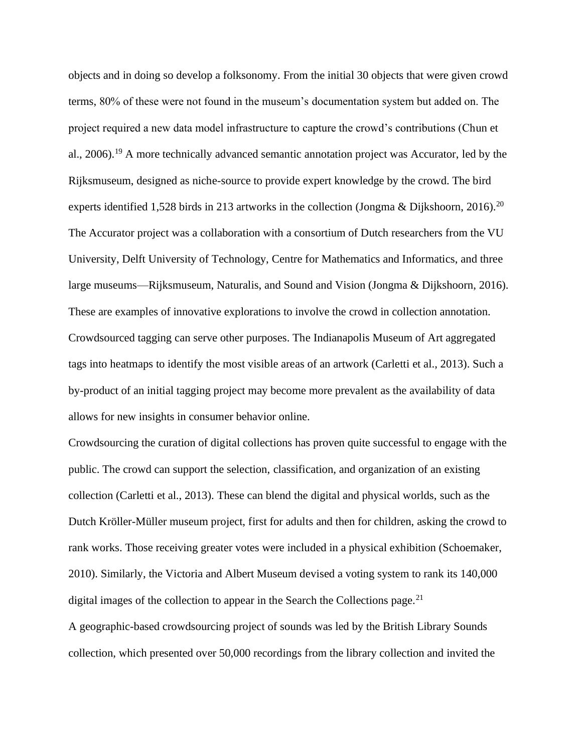objects and in doing so develop a folksonomy. From the initial 30 objects that were given crowd terms, 80% of these were not found in the museum's documentation system but added on. The project required a new data model infrastructure to capture the crowd's contributions (Chun et al., 2006).[19] A more technically advanced semantic annotation project was Accurator, led by the Rijksmuseum, designed as niche-source to provide expert knowledge by the crowd. The bird experts identified 1,528 birds in 213 artworks in the collection (Jongma & Dijkshoorn, 2016).[20] The Accurator project was a collaboration with a consortium of Dutch researchers from the VU University, Delft University of Technology, Centre for Mathematics and Informatics, and three large museums—Rijksmuseum, Naturalis, and Sound and Vision (Jongma & Dijkshoorn, 2016). These are examples of innovative explorations to involve the crowd in collection annotation. Crowdsourced tagging can serve other purposes. The Indianapolis Museum of Art aggregated tags into heatmaps to identify the most visible areas of an artwork (Carletti et al., 2013). Such a by-product of an initial tagging project may become more prevalent as the availability of data allows for new insights in consumer behavior online.

Crowdsourcing the curation of digital collections has proven quite successful to engage with the public. The crowd can support the selection, classification, and organization of an existing collection (Carletti et al., 2013). These can blend the digital and physical worlds, such as the Dutch Kröller-Müller museum project, first for adults and then for children, asking the crowd to rank works. Those receiving greater votes were included in a physical exhibition (Schoemaker, 2010). Similarly, the Victoria and Albert Museum devised a voting system to rank its 140,000 digital images of the collection to appear in the Search the Collections page.[21]

A geographic-based crowdsourcing project of sounds was led by the British Library Sounds collection, which presented over 50,000 recordings from the library collection and invited the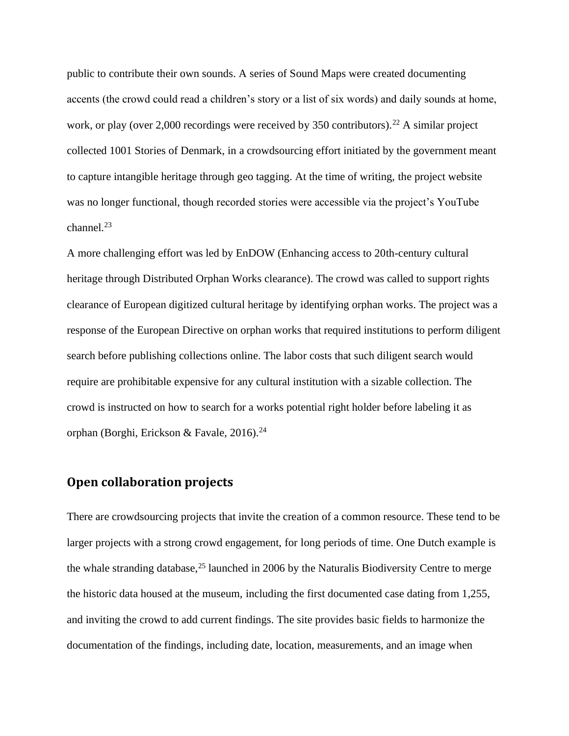public to contribute their own sounds. A series of Sound Maps were created documenting accents (the crowd could read a children's story or a list of six words) and daily sounds at home, work, or play (over 2,000 recordings were received by 350 contributors).[22] A similar project collected 1001 Stories of Denmark, in a crowdsourcing effort initiated by the government meant to capture intangible heritage through geo tagging. At the time of writing, the project website was no longer functional, though recorded stories were accessible via the project's YouTube channel.[23]

A more challenging effort was led by EnDOW (Enhancing access to 20th-century cultural heritage through Distributed Orphan Works clearance). The crowd was called to support rights clearance of European digitized cultural heritage by identifying orphan works. The project was a response of the European Directive on orphan works that required institutions to perform diligent search before publishing collections online. The labor costs that such diligent search would require are prohibitable expensive for any cultural institution with a sizable collection. The crowd is instructed on how to search for a works potential right holder before labeling it as orphan (Borghi, Erickson & Favale, 2016).[24]

## Open collaboration projects

There are crowdsourcing projects that invite the creation of a common resource. These tend to be larger projects with a strong crowd engagement, for long periods of time. One Dutch example is the whale stranding database,[25] launched in 2006 by the Naturalis Biodiversity Centre to merge the historic data housed at the museum, including the first documented case dating from 1,255, and inviting the crowd to add current findings. The site provides basic fields to harmonize the documentation of the findings, including date, location, measurements, and an image when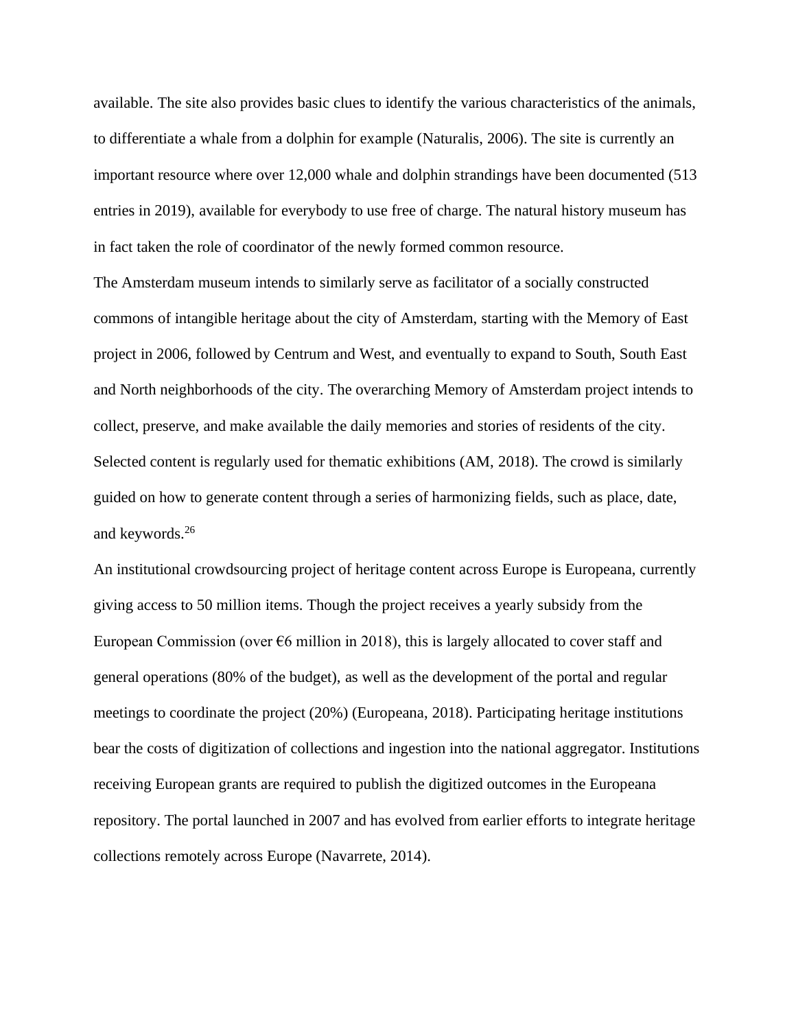available. The site also provides basic clues to identify the various characteristics of the animals, to differentiate a whale from a dolphin for example (Naturalis, 2006). The site is currently an important resource where over 12,000 whale and dolphin strandings have been documented (513 entries in 2019), available for everybody to use free of charge. The natural history museum has in fact taken the role of coordinator of the newly formed common resource.

The Amsterdam museum intends to similarly serve as facilitator of a socially constructed commons of intangible heritage about the city of Amsterdam, starting with the Memory of East project in 2006, followed by Centrum and West, and eventually to expand to South, South East and North neighborhoods of the city. The overarching Memory of Amsterdam project intends to collect, preserve, and make available the daily memories and stories of residents of the city. Selected content is regularly used for thematic exhibitions (AM, 2018). The crowd is similarly guided on how to generate content through a series of harmonizing fields, such as place, date, and keywords.[26]

An institutional crowdsourcing project of heritage content across Europe is Europeana, currently giving access to 50 million items. Though the project receives a yearly subsidy from the European Commission (over €6 million in 2018), this is largely allocated to cover staff and general operations (80% of the budget), as well as the development of the portal and regular meetings to coordinate the project (20%) (Europeana, 2018). Participating heritage institutions bear the costs of digitization of collections and ingestion into the national aggregator. Institutions receiving European grants are required to publish the digitized outcomes in the Europeana repository. The portal launched in 2007 and has evolved from earlier efforts to integrate heritage collections remotely across Europe (Navarrete, 2014).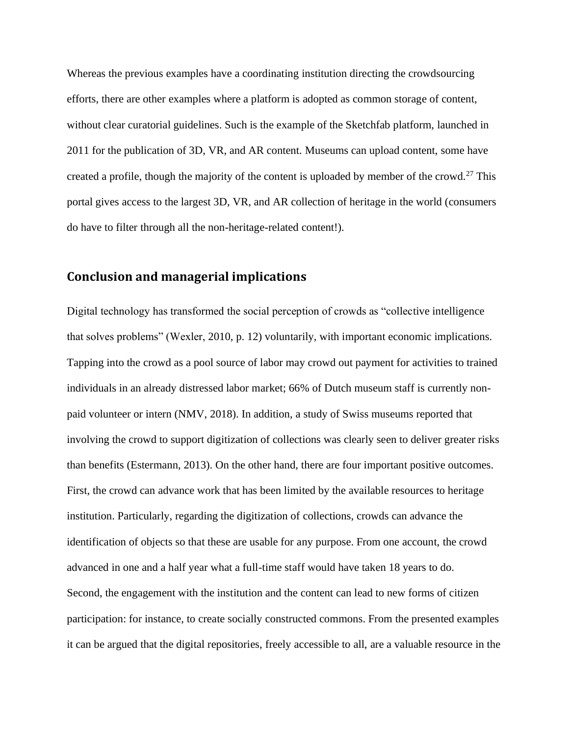Whereas the previous examples have a coordinating institution directing the crowdsourcing efforts, there are other examples where a platform is adopted as common storage of content, without clear curatorial guidelines. Such is the example of the Sketchfab platform, launched in 2011 for the publication of 3D, VR, and AR content. Museums can upload content, some have created a profile, though the majority of the content is uploaded by member of the crowd.[27] This portal gives access to the largest 3D, VR, and AR collection of heritage in the world (consumers do have to filter through all the non-heritage-related content!).

## Conclusion and managerial implications

Digital technology has transformed the social perception of crowds as "collective intelligence that solves problems" (Wexler, 2010, p. 12) voluntarily, with important economic implications. Tapping into the crowd as a pool source of labor may crowd out payment for activities to trained individuals in an already distressed labor market; 66% of Dutch museum staff is currently non-paid volunteer or intern (NMV, 2018). In addition, a study of Swiss museums reported that involving the crowd to support digitization of collections was clearly seen to deliver greater risks than benefits (Estermann, 2013). On the other hand, there are four important positive outcomes. First, the crowd can advance work that has been limited by the available resources to heritage institution. Particularly, regarding the digitization of collections, crowds can advance the identification of objects so that these are usable for any purpose. From one account, the crowd advanced in one and a half year what a full-time staff would have taken 18 years to do. Second, the engagement with the institution and the content can lead to new forms of citizen participation: for instance, to create socially constructed commons. From the presented examples it can be argued that the digital repositories, freely accessible to all, are a valuable resource in the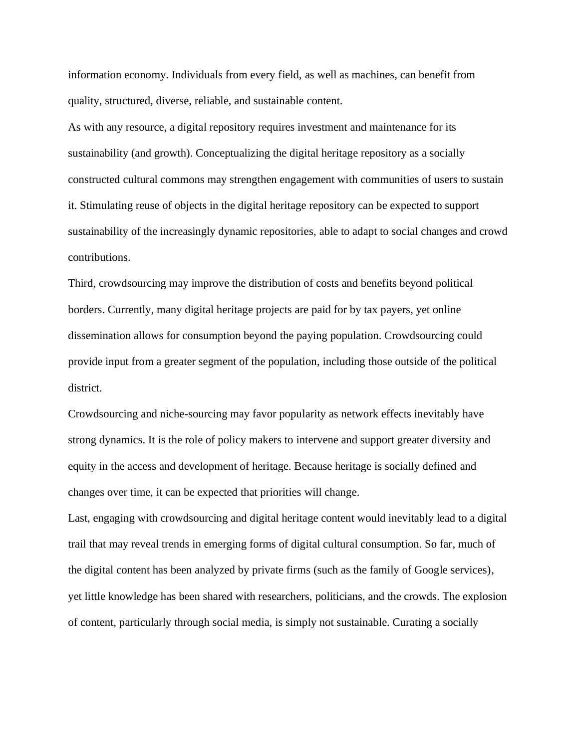information economy. Individuals from every field, as well as machines, can benefit from quality, structured, diverse, reliable, and sustainable content.

As with any resource, a digital repository requires investment and maintenance for its sustainability (and growth). Conceptualizing the digital heritage repository as a socially constructed cultural commons may strengthen engagement with communities of users to sustain it. Stimulating reuse of objects in the digital heritage repository can be expected to support sustainability of the increasingly dynamic repositories, able to adapt to social changes and crowd contributions.

Third, crowdsourcing may improve the distribution of costs and benefits beyond political borders. Currently, many digital heritage projects are paid for by tax payers, yet online dissemination allows for consumption beyond the paying population. Crowdsourcing could provide input from a greater segment of the population, including those outside of the political district.

Crowdsourcing and niche-sourcing may favor popularity as network effects inevitably have strong dynamics. It is the role of policy makers to intervene and support greater diversity and equity in the access and development of heritage. Because heritage is socially defined and changes over time, it can be expected that priorities will change.

Last, engaging with crowdsourcing and digital heritage content would inevitably lead to a digital trail that may reveal trends in emerging forms of digital cultural consumption. So far, much of the digital content has been analyzed by private firms (such as the family of Google services), yet little knowledge has been shared with researchers, politicians, and the crowds. The explosion of content, particularly through social media, is simply not sustainable. Curating a socially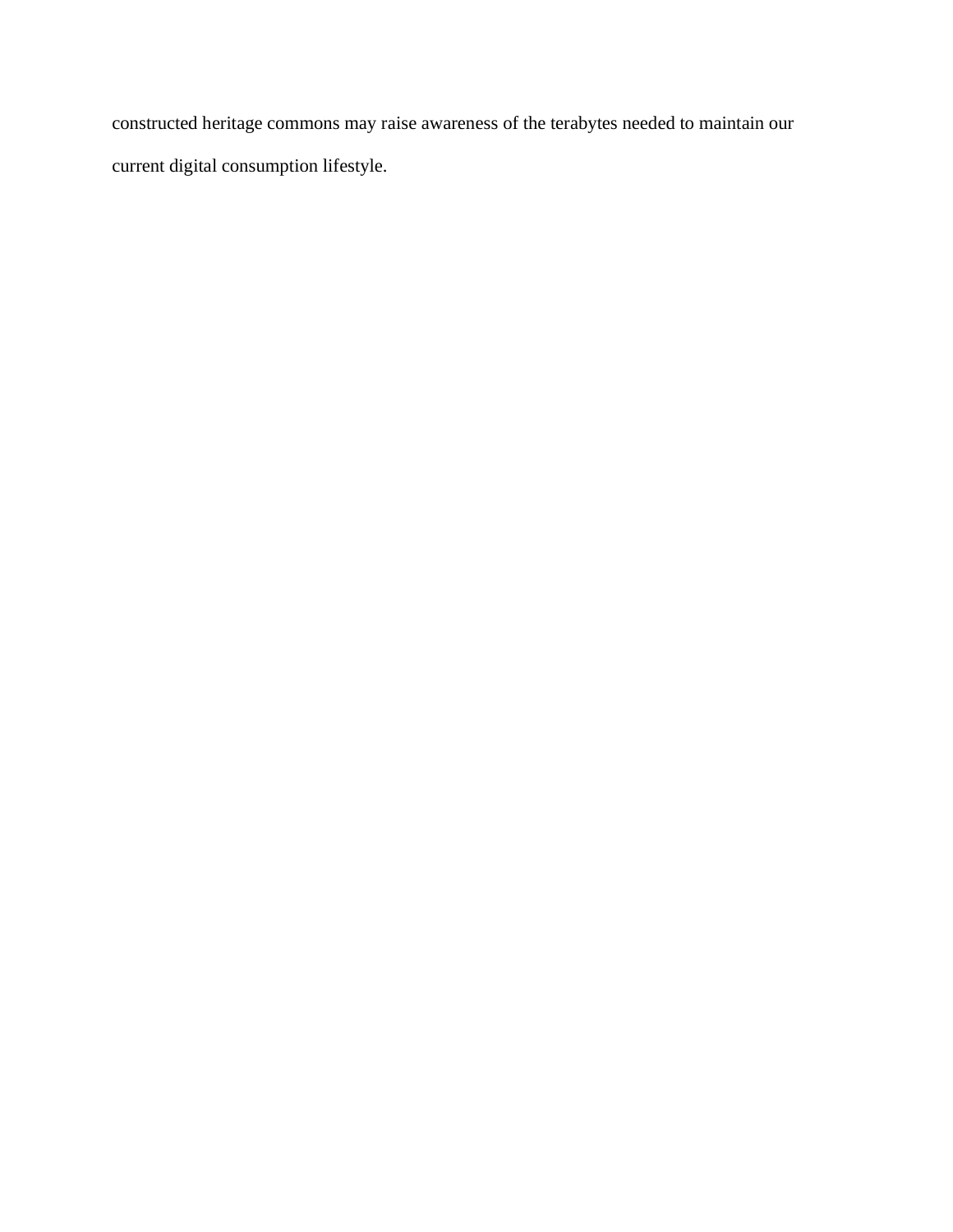constructed heritage commons may raise awareness of the terabytes needed to maintain our current digital consumption lifestyle.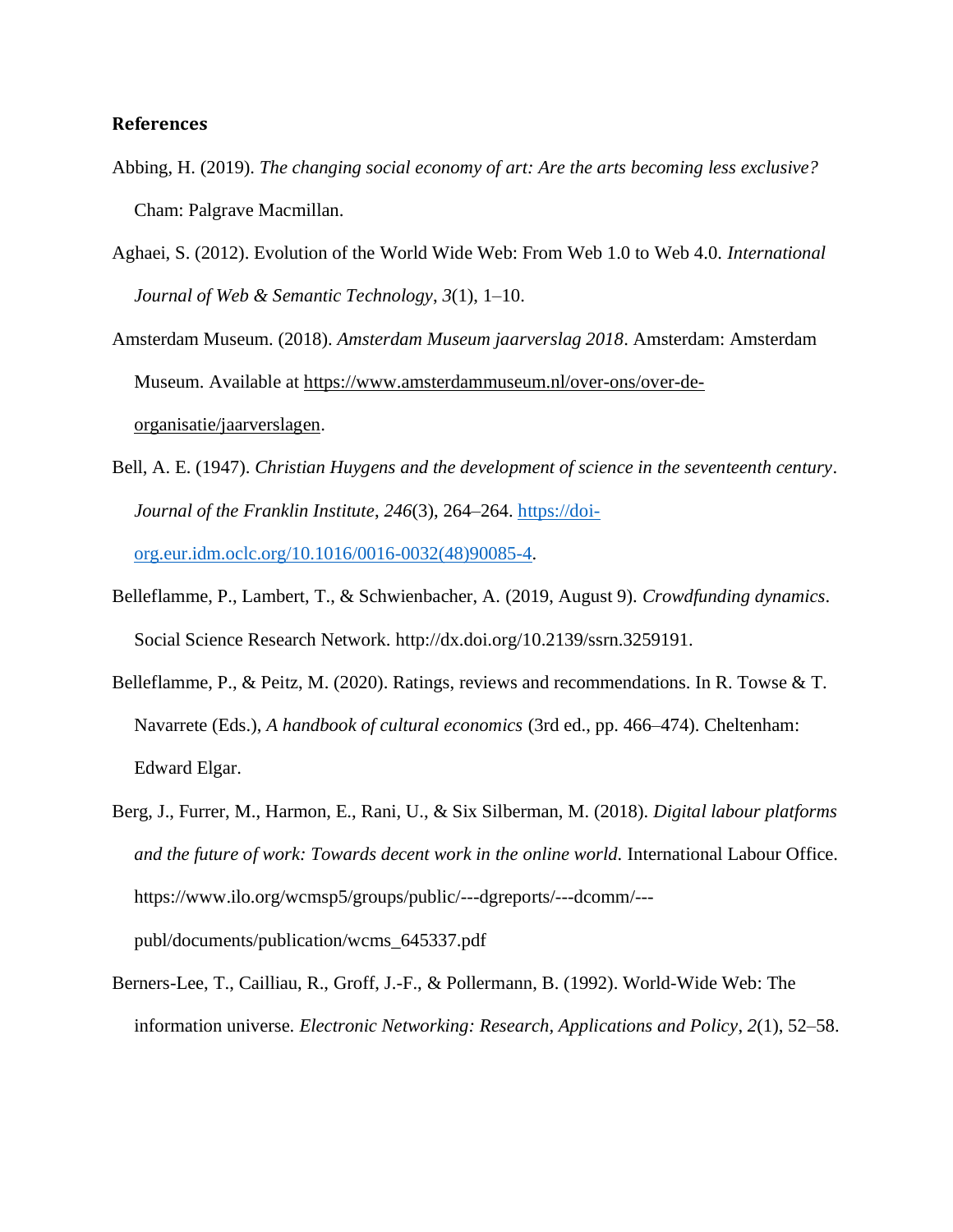## References

Abbing, H. (2019). *The changing social economy of art: Are the arts becoming less exclusive?* Cham: Palgrave Macmillan.

Aghaei, S. (2012). Evolution of the World Wide Web: From Web 1.0 to Web 4.0. *International Journal of Web & Semantic Technology*, *3*(1), 1–10.

Amsterdam Museum. (2018). *Amsterdam Museum jaarverslag 2018*. Amsterdam: Amsterdam Museum. Available at https://www.amsterdammuseum.nl/over-ons/over-de-organisatie/jaarverslagen.

Bell, A. E. (1947). *Christian Huygens and the development of science in the seventeenth century*. *Journal of the Franklin Institute*, *246*(3), 264–264. https://doi-org.eur.idm.oclc.org/10.1016/0016-0032(48)90085-4.

Belleflamme, P., Lambert, T., & Schwienbacher, A. (2019, August 9). *Crowdfunding dynamics*. Social Science Research Network. http://dx.doi.org/10.2139/ssrn.3259191.

Belleflamme, P., & Peitz, M. (2020). Ratings, reviews and recommendations. In R. Towse & T. Navarrete (Eds.), *A handbook of cultural economics* (3rd ed., pp. 466–474). Cheltenham: Edward Elgar.

Berg, J., Furrer, M., Harmon, E., Rani, U., & Six Silberman, M. (2018). *Digital labour platforms and the future of work: Towards decent work in the online world.* International Labour Office. https://www.ilo.org/wcmsp5/groups/public/---dgreports/---dcomm/---publ/documents/publication/wcms_645337.pdf

Berners-Lee, T., Cailliau, R., Groff, J.-F., & Pollermann, B. (1992). World-Wide Web: The information universe. *Electronic Networking: Research, Applications and Policy*, *2*(1), 52–58.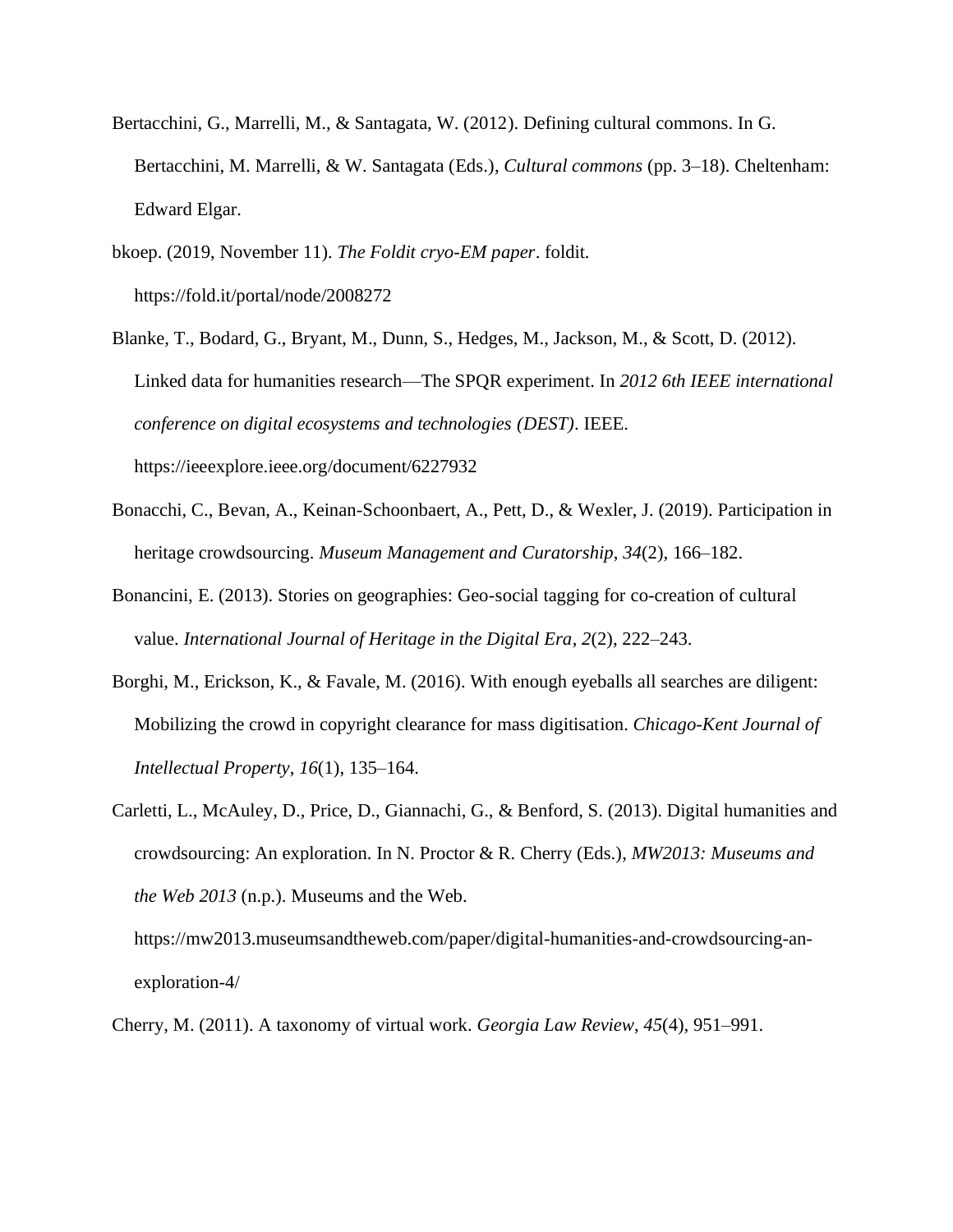Bertacchini, G., Marrelli, M., & Santagata, W. (2012). Defining cultural commons. In G. Bertacchini, M. Marrelli, & W. Santagata (Eds.), *Cultural commons* (pp. 3–18). Cheltenham: Edward Elgar.

bkoep. (2019, November 11). *The Foldit cryo-EM paper*. foldit. https://fold.it/portal/node/2008272

Blanke, T., Bodard, G., Bryant, M., Dunn, S., Hedges, M., Jackson, M., & Scott, D. (2012). Linked data for humanities research—The SPQR experiment. In *2012 6th IEEE international conference on digital ecosystems and technologies (DEST)*. IEEE. https://ieeexplore.ieee.org/document/6227932

Bonacchi, C., Bevan, A., Keinan-Schoonbaert, A., Pett, D., & Wexler, J. (2019). Participation in heritage crowdsourcing. *Museum Management and Curatorship*, *34*(2), 166–182.

Bonancini, E. (2013). Stories on geographies: Geo-social tagging for co-creation of cultural value. *International Journal of Heritage in the Digital Era*, *2*(2), 222–243.

Borghi, M., Erickson, K., & Favale, M. (2016). With enough eyeballs all searches are diligent: Mobilizing the crowd in copyright clearance for mass digitisation. *Chicago-Kent Journal of Intellectual Property*, *16*(1), 135–164.

Carletti, L., McAuley, D., Price, D., Giannachi, G., & Benford, S. (2013). Digital humanities and crowdsourcing: An exploration. In N. Proctor & R. Cherry (Eds.), *MW2013: Museums and the Web 2013* (n.p.). Museums and the Web. https://mw2013.museumsandtheweb.com/paper/digital-humanities-and-crowdsourcing-an-exploration-4/

Cherry, M. (2011). A taxonomy of virtual work. *Georgia Law Review*, *45*(4), 951–991.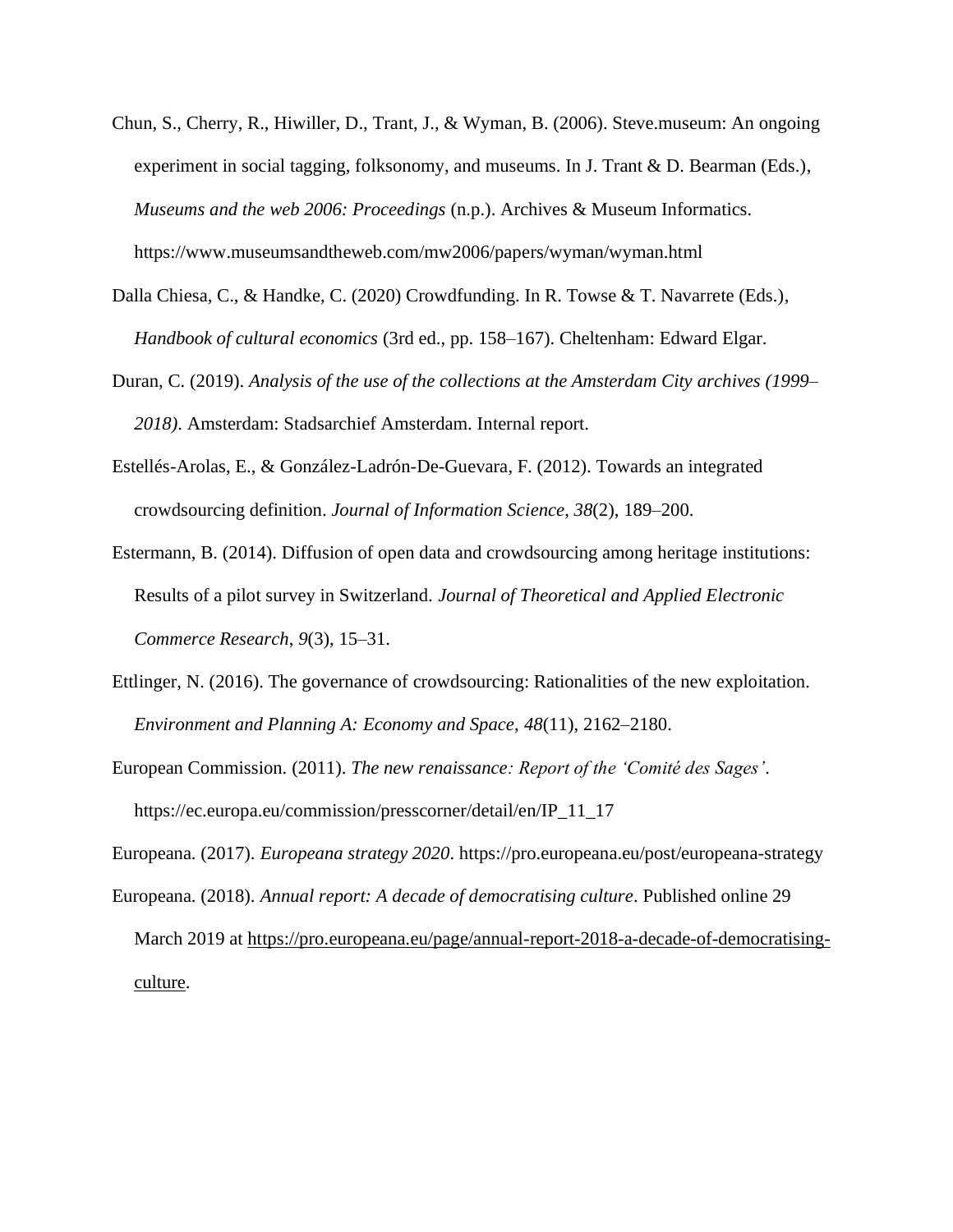Chun, S., Cherry, R., Hiwiller, D., Trant, J., & Wyman, B. (2006). Steve.museum: An ongoing experiment in social tagging, folksonomy, and museums. In J. Trant & D. Bearman (Eds.), *Museums and the web 2006: Proceedings* (n.p.). Archives & Museum Informatics. https://www.museumsandtheweb.com/mw2006/papers/wyman/wyman.html

Dalla Chiesa, C., & Handke, C. (2020) Crowdfunding. In R. Towse & T. Navarrete (Eds.), *Handbook of cultural economics* (3rd ed., pp. 158–167). Cheltenham: Edward Elgar.

Duran, C. (2019). *Analysis of the use of the collections at the Amsterdam City archives (1999–2018)*. Amsterdam: Stadsarchief Amsterdam. Internal report.

Estellés-Arolas, E., & González-Ladrón-De-Guevara, F. (2012). Towards an integrated crowdsourcing definition. *Journal of Information Science*, *38*(2), 189–200.

Estermann, B. (2014). Diffusion of open data and crowdsourcing among heritage institutions: Results of a pilot survey in Switzerland. *Journal of Theoretical and Applied Electronic Commerce Research*, *9*(3), 15–31.

Ettlinger, N. (2016). The governance of crowdsourcing: Rationalities of the new exploitation. *Environment and Planning A: Economy and Space*, *48*(11), 2162–2180.

European Commission. (2011). *The new renaissance: Report of the 'Comité des Sages'*. https://ec.europa.eu/commission/presscorner/detail/en/IP_11_17

Europeana. (2017). *Europeana strategy 2020*. https://pro.europeana.eu/post/europeana-strategy

Europeana. (2018). *Annual report: A decade of democratising culture*. Published online 29 March 2019 at https://pro.europeana.eu/page/annual-report-2018-a-decade-of-democratising-culture.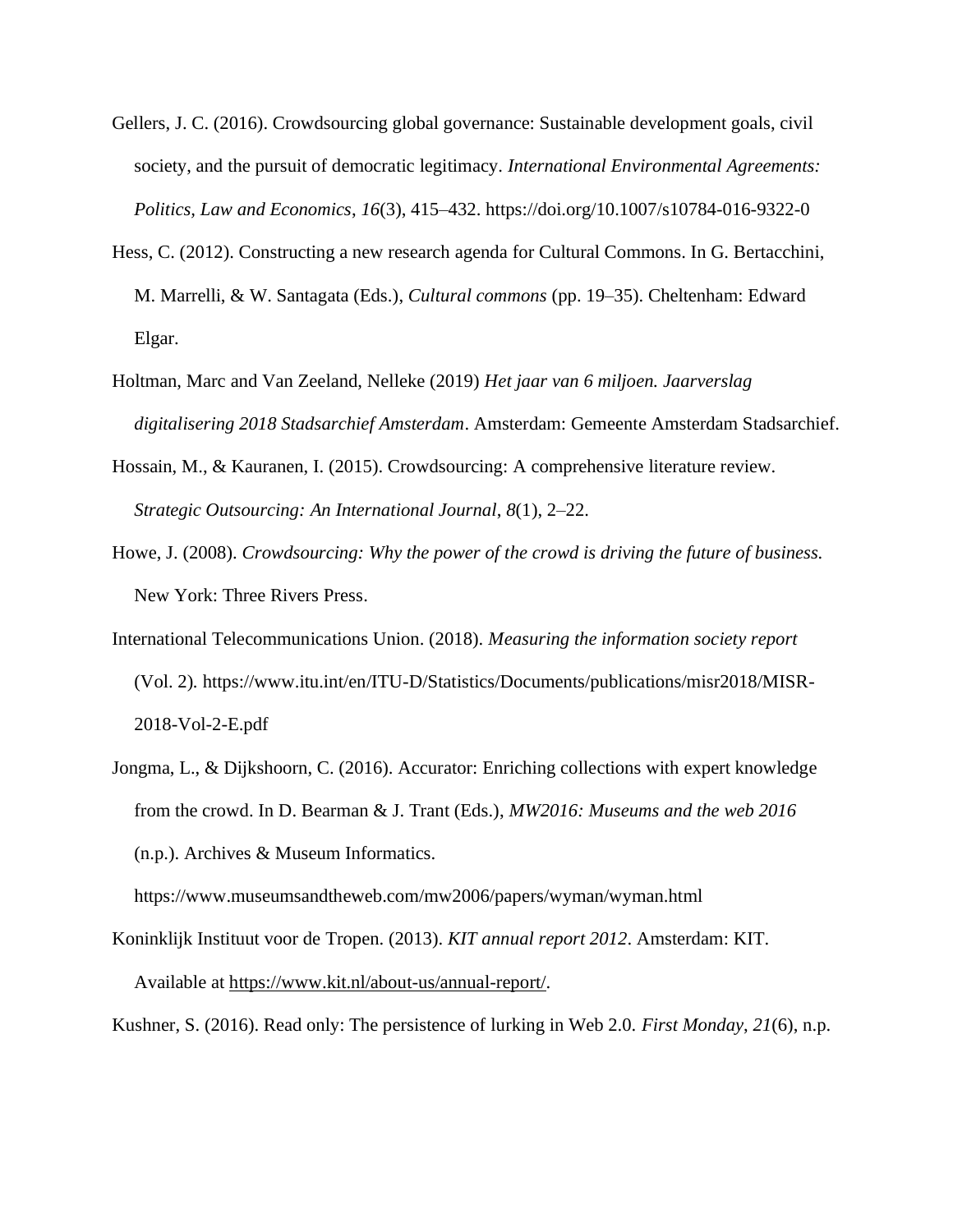Gellers, J. C. (2016). Crowdsourcing global governance: Sustainable development goals, civil society, and the pursuit of democratic legitimacy. *International Environmental Agreements: Politics, Law and Economics*, *16*(3), 415–432. https://doi.org/10.1007/s10784-016-9322-0

Hess, C. (2012). Constructing a new research agenda for Cultural Commons. In G. Bertacchini, M. Marrelli, & W. Santagata (Eds.), *Cultural commons* (pp. 19–35). Cheltenham: Edward Elgar.

Holtman, Marc and Van Zeeland, Nelleke (2019) *Het jaar van 6 miljoen. Jaarverslag digitalisering 2018 Stadsarchief Amsterdam*. Amsterdam: Gemeente Amsterdam Stadsarchief.

Hossain, M., & Kauranen, I. (2015). Crowdsourcing: A comprehensive literature review. *Strategic Outsourcing: An International Journal*, *8*(1), 2–22.

Howe, J. (2008). *Crowdsourcing: Why the power of the crowd is driving the future of business.* New York: Three Rivers Press.

International Telecommunications Union. (2018). *Measuring the information society report* (Vol. 2). https://www.itu.int/en/ITU-D/Statistics/Documents/publications/misr2018/MISR-2018-Vol-2-E.pdf

Jongma, L., & Dijkshoorn, C. (2016). Accurator: Enriching collections with expert knowledge from the crowd. In D. Bearman & J. Trant (Eds.), *MW2016: Museums and the web 2016* (n.p.). Archives & Museum Informatics. https://www.museumsandtheweb.com/mw2006/papers/wyman/wyman.html

Koninklijk Instituut voor de Tropen. (2013). *KIT annual report 2012*. Amsterdam: KIT. Available at https://www.kit.nl/about-us/annual-report/.

Kushner, S. (2016). Read only: The persistence of lurking in Web 2.0. *First Monday*, *21*(6), n.p.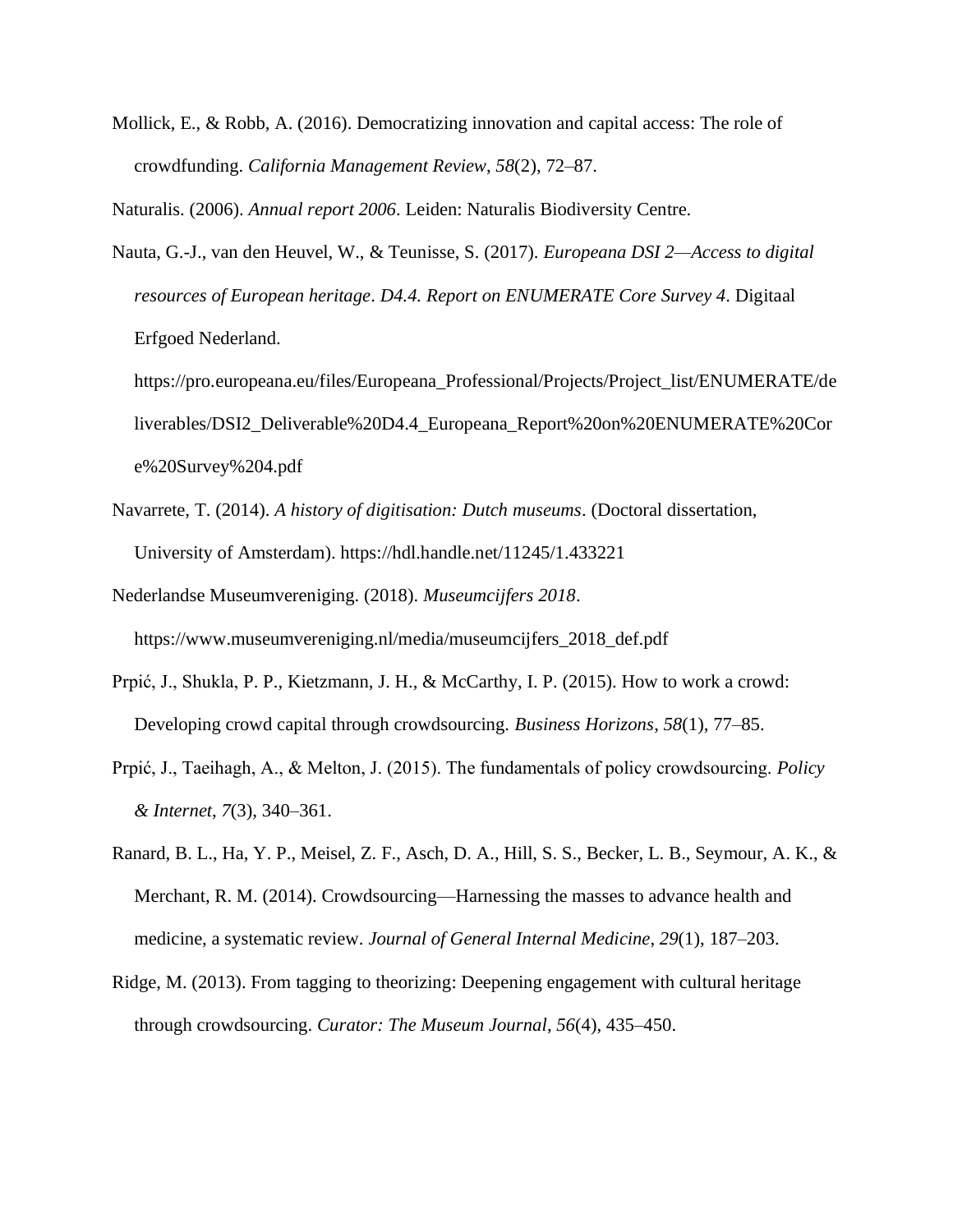Mollick, E., & Robb, A. (2016). Democratizing innovation and capital access: The role of crowdfunding. *California Management Review*, *58*(2), 72–87.

Naturalis. (2006). *Annual report 2006*. Leiden: Naturalis Biodiversity Centre.

Nauta, G.-J., van den Heuvel, W., & Teunisse, S. (2017). *Europeana DSI 2—Access to digital resources of European heritage*. *D4.4. Report on ENUMERATE Core Survey 4*. Digitaal Erfgoed Nederland. https://pro.europeana.eu/files/Europeana_Professional/Projects/Project_list/ENUMERATE/deliverables/DSI2_Deliverable%20D4.4_Europeana_Report%20on%20ENUMERATE%20Core%20Survey%204.pdf

Navarrete, T. (2014). *A history of digitisation: Dutch museums*. (Doctoral dissertation, University of Amsterdam). https://hdl.handle.net/11245/1.433221

Nederlandse Museumvereniging. (2018). *Museumcijfers 2018*. https://www.museumvereniging.nl/media/museumcijfers_2018_def.pdf

Prpić, J., Shukla, P. P., Kietzmann, J. H., & McCarthy, I. P. (2015). How to work a crowd: Developing crowd capital through crowdsourcing. *Business Horizons*, *58*(1), 77–85.

Prpić, J., Taeihagh, A., & Melton, J. (2015). The fundamentals of policy crowdsourcing. *Policy & Internet*, *7*(3), 340–361.

Ranard, B. L., Ha, Y. P., Meisel, Z. F., Asch, D. A., Hill, S. S., Becker, L. B., Seymour, A. K., & Merchant, R. M. (2014). Crowdsourcing—Harnessing the masses to advance health and medicine, a systematic review. *Journal of General Internal Medicine*, *29*(1), 187–203.

Ridge, M. (2013). From tagging to theorizing: Deepening engagement with cultural heritage through crowdsourcing. *Curator: The Museum Journal*, *56*(4), 435–450.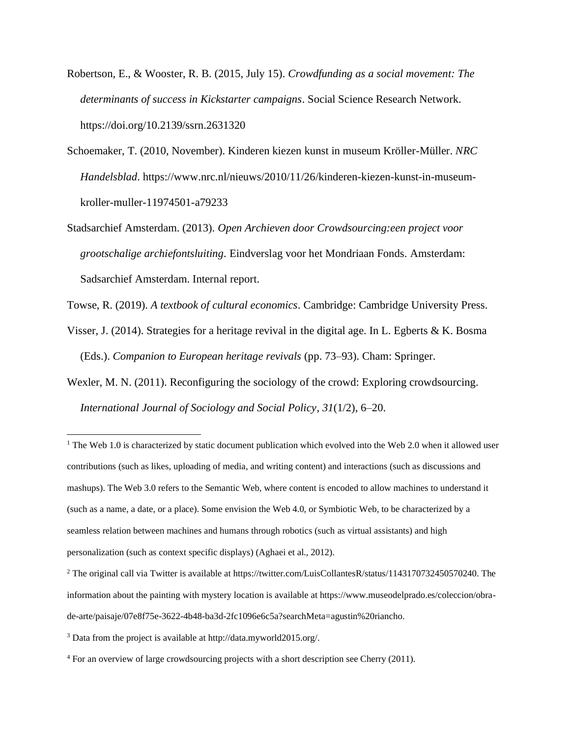Robertson, E., & Wooster, R. B. (2015, July 15). *Crowdfunding as a social movement: The determinants of success in Kickstarter campaigns*. Social Science Research Network. https://doi.org/10.2139/ssrn.2631320

Schoemaker, T. (2010, November). Kinderen kiezen kunst in museum Kröller-Müller. *NRC Handelsblad*. https://www.nrc.nl/nieuws/2010/11/26/kinderen-kiezen-kunst-in-museum-kroller-muller-11974501-a79233

Stadsarchief Amsterdam. (2013). *Open Archieven door Crowdsourcing:een project voor grootschalige archiefontsluiting*. Eindverslag voor het Mondriaan Fonds. Amsterdam: Sadsarchief Amsterdam. Internal report.

Towse, R. (2019). *A textbook of cultural economics*. Cambridge: Cambridge University Press.

Visser, J. (2014). Strategies for a heritage revival in the digital age. In L. Egberts & K. Bosma (Eds.). *Companion to European heritage revivals* (pp. 73–93). Cham: Springer.

Wexler, M. N. (2011). Reconfiguring the sociology of the crowd: Exploring crowdsourcing. *International Journal of Sociology and Social Policy*, *31*(1/2), 6–20.

---

[1] The Web 1.0 is characterized by static document publication which evolved into the Web 2.0 when it allowed user contributions (such as likes, uploading of media, and writing content) and interactions (such as discussions and mashups). The Web 3.0 refers to the Semantic Web, where content is encoded to allow machines to understand it (such as a name, a date, or a place). Some envision the Web 4.0, or Symbiotic Web, to be characterized by a seamless relation between machines and humans through robotics (such as virtual assistants) and high personalization (such as context specific displays) (Aghaei et al., 2012).

[2] The original call via Twitter is available at https://twitter.com/LuisCollantesR/status/1143170732450570240. The information about the painting with mystery location is available at https://www.museodelprado.es/coleccion/obra-de-arte/paisaje/07e8f75e-3622-4b48-ba3d-2fc1096e6c5a?searchMeta=agustin%20riancho.

[3] Data from the project is available at http://data.myworld2015.org/.

[4] For an overview of large crowdsourcing projects with a short description see Cherry (2011).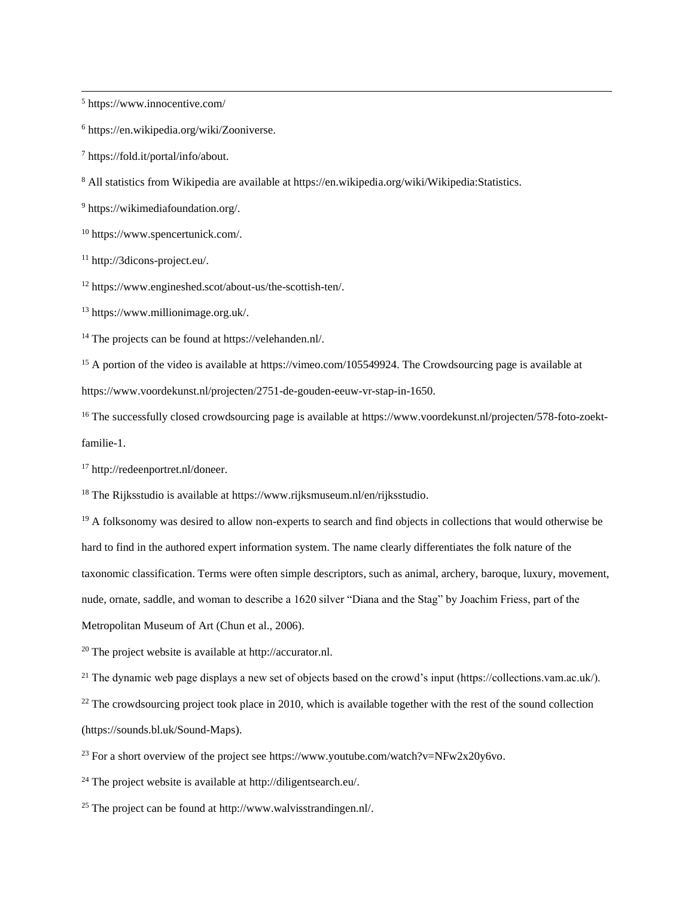[5] https://www.innocentive.com/

[6] https://en.wikipedia.org/wiki/Zooniverse.

[7] https://fold.it/portal/info/about.

[8] All statistics from Wikipedia are available at https://en.wikipedia.org/wiki/Wikipedia:Statistics.

[9] https://wikimediafoundation.org/.

[10] https://www.spencertunick.com/.

[11] http://3dicons-project.eu/.

[12] https://www.engineshed.scot/about-us/the-scottish-ten/.

[13] https://www.millionimage.org.uk/.

[14] The projects can be found at https://velehanden.nl/.

[15] A portion of the video is available at https://vimeo.com/105549924. The Crowdsourcing page is available at https://www.voordekunst.nl/projecten/2751-de-gouden-eeuw-vr-stap-in-1650.

[16] The successfully closed crowdsourcing page is available at https://www.voordekunst.nl/projecten/578-foto-zoekt-familie-1.

[17] http://redeenportret.nl/doneer.

[18] The Rijksstudio is available at https://www.rijksmuseum.nl/en/rijksstudio.

[19] A folksonomy was desired to allow non-experts to search and find objects in collections that would otherwise be hard to find in the authored expert information system. The name clearly differentiates the folk nature of the taxonomic classification. Terms were often simple descriptors, such as animal, archery, baroque, luxury, movement, nude, ornate, saddle, and woman to describe a 1620 silver "Diana and the Stag" by Joachim Friess, part of the Metropolitan Museum of Art (Chun et al., 2006).

[20] The project website is available at http://accurator.nl.

[21] The dynamic web page displays a new set of objects based on the crowd's input (https://collections.vam.ac.uk/).

[22] The crowdsourcing project took place in 2010, which is available together with the rest of the sound collection (https://sounds.bl.uk/Sound-Maps).

[23] For a short overview of the project see https://www.youtube.com/watch?v=NFw2x20y6vo.

[24] The project website is available at http://diligentsearch.eu/.

[25] The project can be found at http://www.walvisstrandingen.nl/.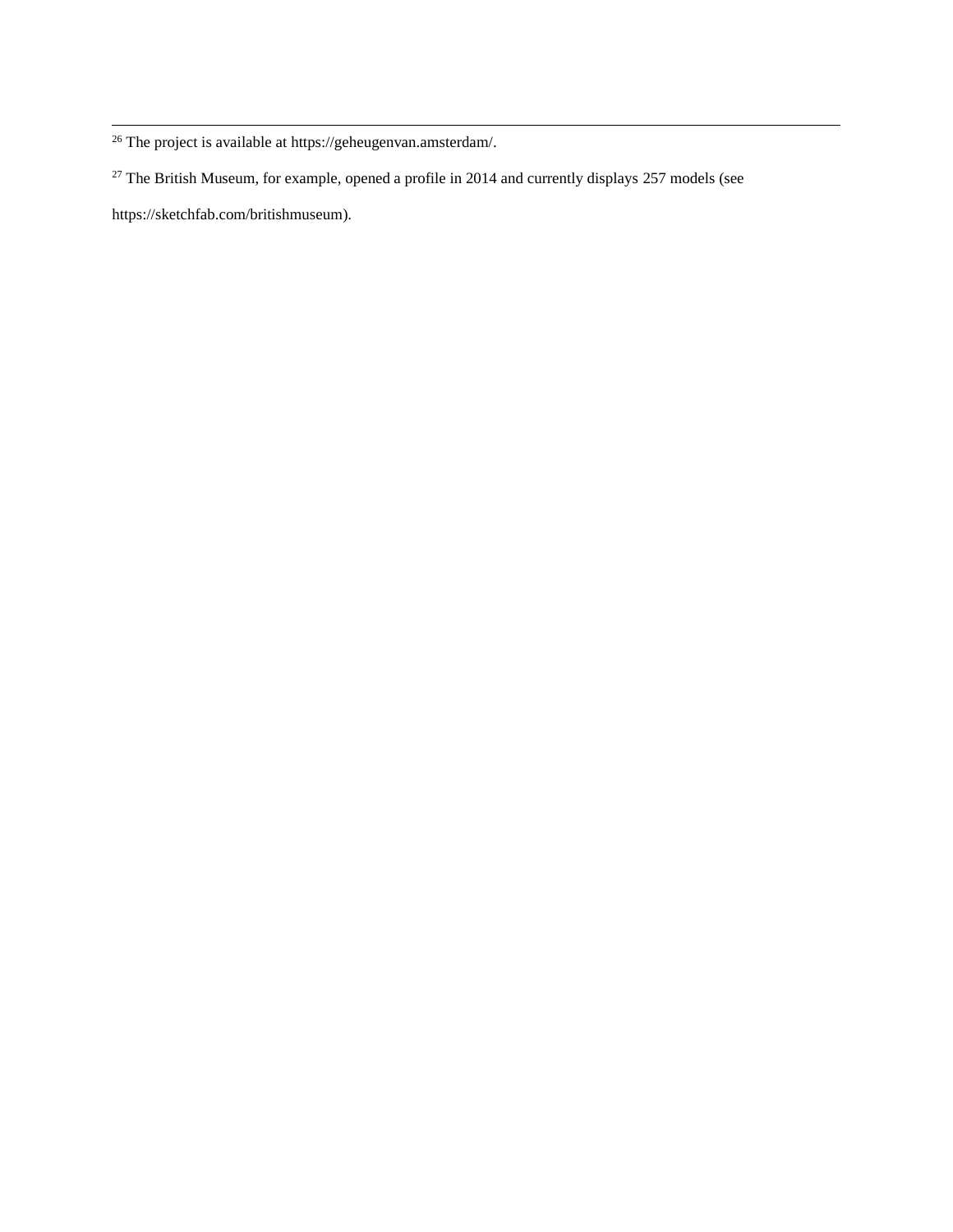[26] The project is available at https://geheugenvan.amsterdam/.

[27] The British Museum, for example, opened a profile in 2014 and currently displays 257 models (see https://sketchfab.com/britishmuseum).